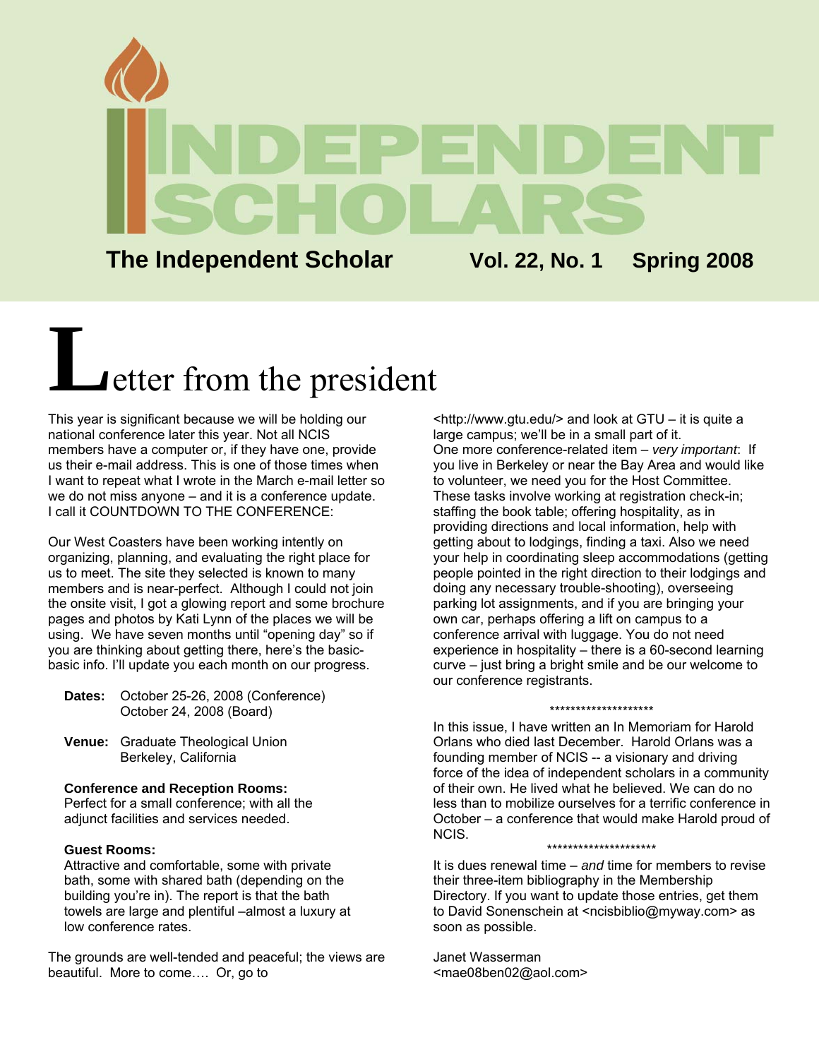# INDEPENDENT SCHOLARS

**The Independent Scholar** **Vol. 22, No. 1** **Spring 2008**

## Letter from the president

This year is significant because we will be holding our national conference later this year. Not all NCIS members have a computer or, if they have one, provide us their e-mail address. This is one of those times when I want to repeat what I wrote in the March e-mail letter so we do not miss anyone – and it is a conference update. I call it COUNTDOWN TO THE CONFERENCE:

Our West Coasters have been working intently on organizing, planning, and evaluating the right place for us to meet. The site they selected is known to many members and is near-perfect. Although I could not join the onsite visit, I got a glowing report and some brochure pages and photos by Kati Lynn of the places we will be using. We have seven months until "opening day" so if you are thinking about getting there, here's the basic-basic info. I'll update you each month on our progress.

**Dates:** October 25-26, 2008 (Conference)
October 24, 2008 (Board)

**Venue:** Graduate Theological Union
Berkeley, California

**Conference and Reception Rooms:**
Perfect for a small conference; with all the adjunct facilities and services needed.

**Guest Rooms:**
Attractive and comfortable, some with private bath, some with shared bath (depending on the building you're in). The report is that the bath towels are large and plentiful –almost a luxury at low conference rates.

The grounds are well-tended and peaceful; the views are beautiful. More to come…. Or, go to <http://www.gtu.edu/> and look at GTU – it is quite a large campus; we'll be in a small part of it.

One more conference-related item – *very important*: If you live in Berkeley or near the Bay Area and would like to volunteer, we need you for the Host Committee. These tasks involve working at registration check-in; staffing the book table; offering hospitality, as in providing directions and local information, help with getting about to lodgings, finding a taxi. Also we need your help in coordinating sleep accommodations (getting people pointed in the right direction to their lodgings and doing any necessary trouble-shooting), overseeing parking lot assignments, and if you are bringing your own car, perhaps offering a lift on campus to a conference arrival with luggage. You do not need experience in hospitality – there is a 60-second learning curve – just bring a bright smile and be our welcome to our conference registrants.

********************

In this issue, I have written an In Memoriam for Harold Orlans who died last December. Harold Orlans was a founding member of NCIS -- a visionary and driving force of the idea of independent scholars in a community of their own. He lived what he believed. We can do no less than to mobilize ourselves for a terrific conference in October – a conference that would make Harold proud of NCIS.

*********************

It is dues renewal time – *and* time for members to revise their three-item bibliography in the Membership Directory. If you want to update those entries, get them to David Sonenschein at <ncisbiblio@myway.com> as soon as possible.

Janet Wasserman
<mae08ben02@aol.com>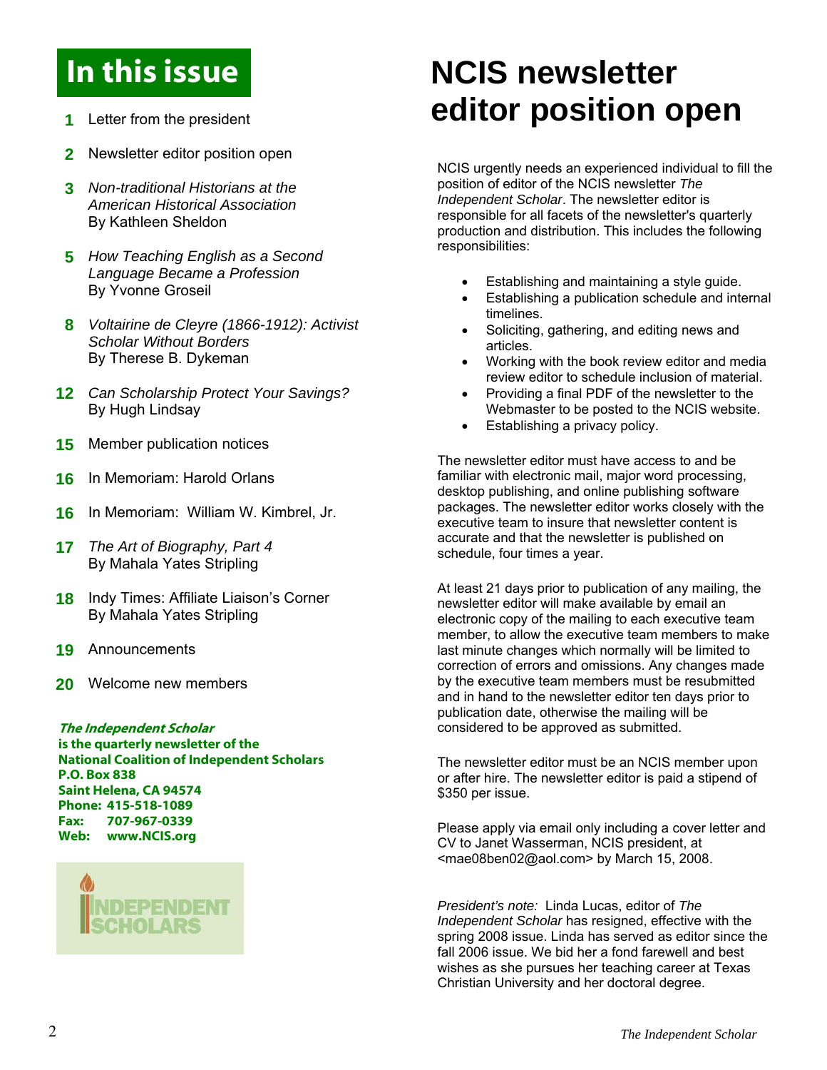## In this issue

**1** Letter from the president

**2** Newsletter editor position open

**3** *Non-traditional Historians at the American Historical Association*
By Kathleen Sheldon

**5** *How Teaching English as a Second Language Became a Profession*
By Yvonne Groseil

**8** *Voltairine de Cleyre (1866-1912): Activist Scholar Without Borders*
By Therese B. Dykeman

**12** *Can Scholarship Protect Your Savings?*
By Hugh Lindsay

**15** Member publication notices

**16** In Memoriam: Harold Orlans

**16** In Memoriam: William W. Kimbrel, Jr.

**17** *The Art of Biography, Part 4*
By Mahala Yates Stripling

**18** Indy Times: Affiliate Liaison's Corner
By Mahala Yates Stripling

**19** Announcements

**20** Welcome new members

***The Independent Scholar***
**is the quarterly newsletter of the**
**National Coalition of Independent Scholars**
**P.O. Box 838**
**Saint Helena, CA 94574**
**Phone: 415-518-1089**
**Fax: 707-967-0339**
**Web: www.NCIS.org**

INDEPENDENT SCHOLARS

# NCIS newsletter editor position open

NCIS urgently needs an experienced individual to fill the position of editor of the NCIS newsletter *The Independent Scholar*. The newsletter editor is responsible for all facets of the newsletter's quarterly production and distribution. This includes the following responsibilities:

- Establishing and maintaining a style guide.
- Establishing a publication schedule and internal timelines.
- Soliciting, gathering, and editing news and articles.
- Working with the book review editor and media review editor to schedule inclusion of material.
- Providing a final PDF of the newsletter to the Webmaster to be posted to the NCIS website.
- Establishing a privacy policy.

The newsletter editor must have access to and be familiar with electronic mail, major word processing, desktop publishing, and online publishing software packages. The newsletter editor works closely with the executive team to insure that newsletter content is accurate and that the newsletter is published on schedule, four times a year.

At least 21 days prior to publication of any mailing, the newsletter editor will make available by email an electronic copy of the mailing to each executive team member, to allow the executive team members to make last minute changes which normally will be limited to correction of errors and omissions. Any changes made by the executive team members must be resubmitted and in hand to the newsletter editor ten days prior to publication date, otherwise the mailing will be considered to be approved as submitted.

The newsletter editor must be an NCIS member upon or after hire. The newsletter editor is paid a stipend of $350 per issue.

Please apply via email only including a cover letter and CV to Janet Wasserman, NCIS president, at <mae08ben02@aol.com> by March 15, 2008.

*President's note:* Linda Lucas, editor of *The Independent Scholar* has resigned, effective with the spring 2008 issue. Linda has served as editor since the fall 2006 issue. We bid her a fond farewell and best wishes as she pursues her teaching career at Texas Christian University and her doctoral degree.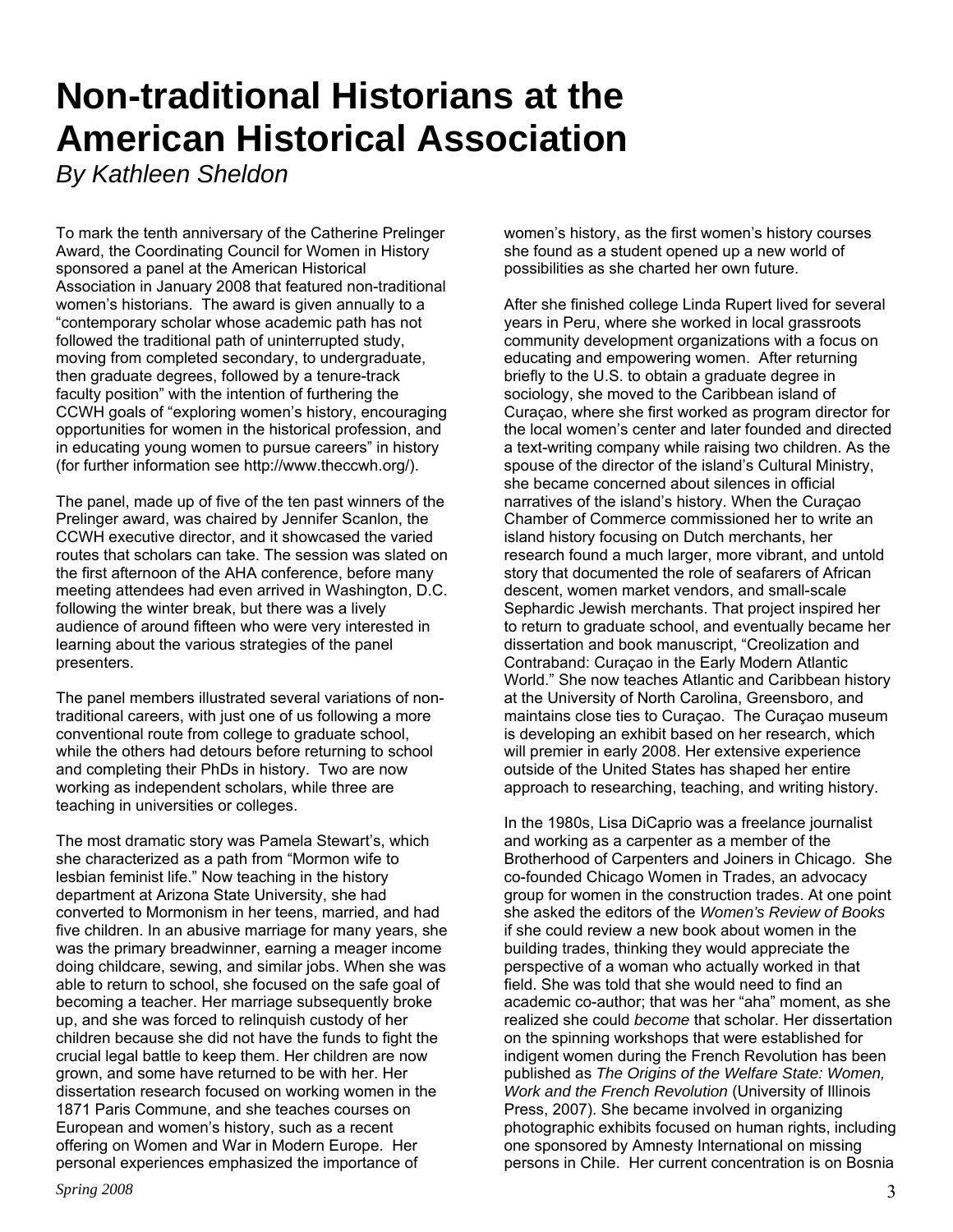# Non-traditional Historians at the American Historical Association

*By Kathleen Sheldon*

To mark the tenth anniversary of the Catherine Prelinger Award, the Coordinating Council for Women in History sponsored a panel at the American Historical Association in January 2008 that featured non-traditional women's historians. The award is given annually to a "contemporary scholar whose academic path has not followed the traditional path of uninterrupted study, moving from completed secondary, to undergraduate, then graduate degrees, followed by a tenure-track faculty position" with the intention of furthering the CCWH goals of "exploring women's history, encouraging opportunities for women in the historical profession, and in educating young women to pursue careers" in history (for further information see http://www.theccwh.org/).

The panel, made up of five of the ten past winners of the Prelinger award, was chaired by Jennifer Scanlon, the CCWH executive director, and it showcased the varied routes that scholars can take. The session was slated on the first afternoon of the AHA conference, before many meeting attendees had even arrived in Washington, D.C. following the winter break, but there was a lively audience of around fifteen who were very interested in learning about the various strategies of the panel presenters.

The panel members illustrated several variations of non-traditional careers, with just one of us following a more conventional route from college to graduate school, while the others had detours before returning to school and completing their PhDs in history. Two are now working as independent scholars, while three are teaching in universities or colleges.

The most dramatic story was Pamela Stewart's, which she characterized as a path from "Mormon wife to lesbian feminist life." Now teaching in the history department at Arizona State University, she had converted to Mormonism in her teens, married, and had five children. In an abusive marriage for many years, she was the primary breadwinner, earning a meager income doing childcare, sewing, and similar jobs. When she was able to return to school, she focused on the safe goal of becoming a teacher. Her marriage subsequently broke up, and she was forced to relinquish custody of her children because she did not have the funds to fight the crucial legal battle to keep them. Her children are now grown, and some have returned to be with her. Her dissertation research focused on working women in the 1871 Paris Commune, and she teaches courses on European and women's history, such as a recent offering on Women and War in Modern Europe. Her personal experiences emphasized the importance of women's history, as the first women's history courses she found as a student opened up a new world of possibilities as she charted her own future.

After she finished college Linda Rupert lived for several years in Peru, where she worked in local grassroots community development organizations with a focus on educating and empowering women. After returning briefly to the U.S. to obtain a graduate degree in sociology, she moved to the Caribbean island of Curaçao, where she first worked as program director for the local women's center and later founded and directed a text-writing company while raising two children. As the spouse of the director of the island's Cultural Ministry, she became concerned about silences in official narratives of the island's history. When the Curaçao Chamber of Commerce commissioned her to write an island history focusing on Dutch merchants, her research found a much larger, more vibrant, and untold story that documented the role of seafarers of African descent, women market vendors, and small-scale Sephardic Jewish merchants. That project inspired her to return to graduate school, and eventually became her dissertation and book manuscript, "Creolization and Contraband: Curaçao in the Early Modern Atlantic World." She now teaches Atlantic and Caribbean history at the University of North Carolina, Greensboro, and maintains close ties to Curaçao. The Curaçao museum is developing an exhibit based on her research, which will premier in early 2008. Her extensive experience outside of the United States has shaped her entire approach to researching, teaching, and writing history.

In the 1980s, Lisa DiCaprio was a freelance journalist and working as a carpenter as a member of the Brotherhood of Carpenters and Joiners in Chicago. She co-founded Chicago Women in Trades, an advocacy group for women in the construction trades. At one point she asked the editors of the *Women's Review of Books* if she could review a new book about women in the building trades, thinking they would appreciate the perspective of a woman who actually worked in that field. She was told that she would need to find an academic co-author; that was her "aha" moment, as she realized she could *become* that scholar. Her dissertation on the spinning workshops that were established for indigent women during the French Revolution has been published as *The Origins of the Welfare State: Women, Work and the French Revolution* (University of Illinois Press, 2007). She became involved in organizing photographic exhibits focused on human rights, including one sponsored by Amnesty International on missing persons in Chile. Her current concentration is on Bosnia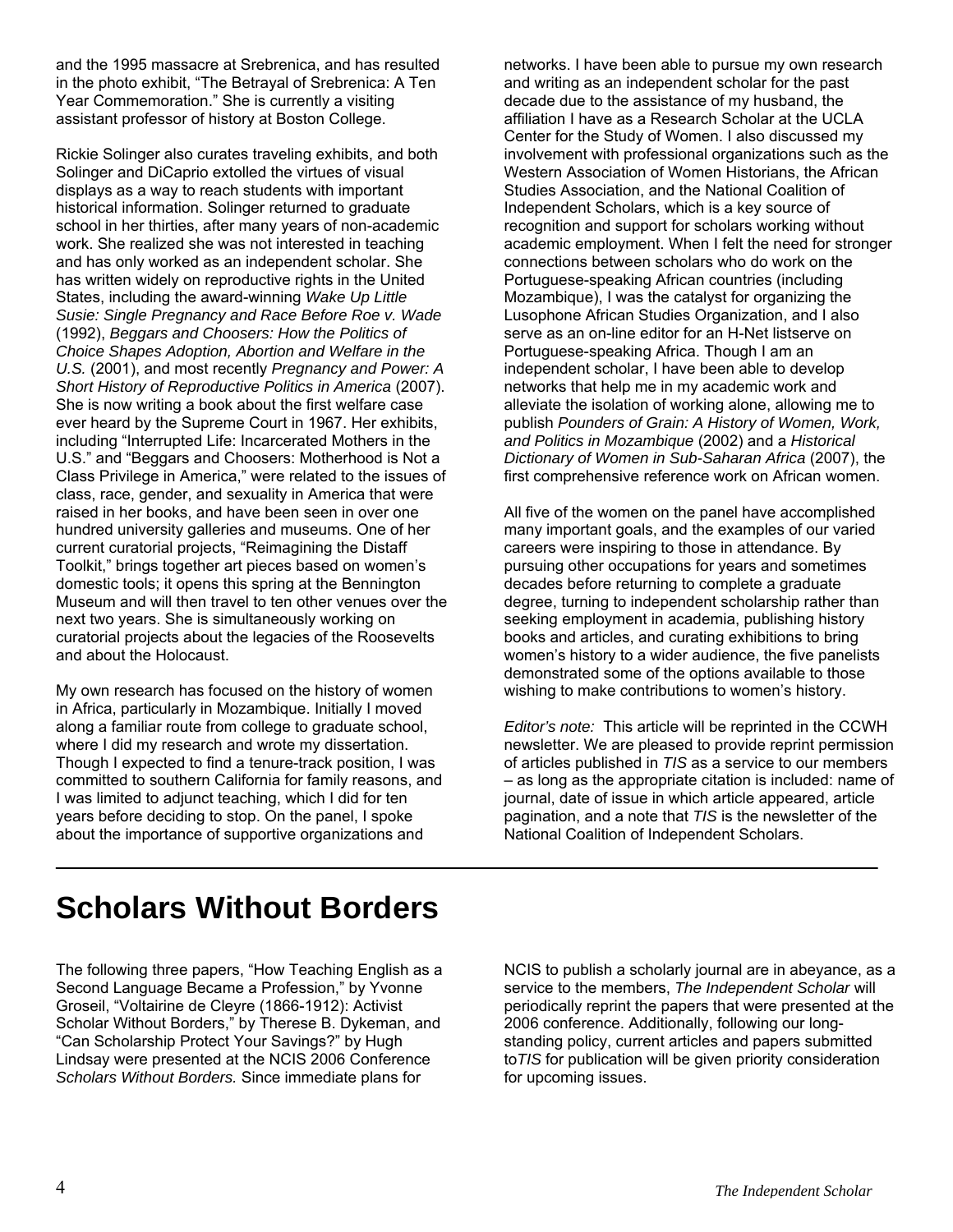and the 1995 massacre at Srebrenica, and has resulted in the photo exhibit, "The Betrayal of Srebrenica: A Ten Year Commemoration." She is currently a visiting assistant professor of history at Boston College.

Rickie Solinger also curates traveling exhibits, and both Solinger and DiCaprio extolled the virtues of visual displays as a way to reach students with important historical information. Solinger returned to graduate school in her thirties, after many years of non-academic work. She realized she was not interested in teaching and has only worked as an independent scholar. She has written widely on reproductive rights in the United States, including the award-winning *Wake Up Little Susie: Single Pregnancy and Race Before Roe v. Wade* (1992), *Beggars and Choosers: How the Politics of Choice Shapes Adoption, Abortion and Welfare in the U.S.* (2001), and most recently *Pregnancy and Power: A Short History of Reproductive Politics in America* (2007). She is now writing a book about the first welfare case ever heard by the Supreme Court in 1967. Her exhibits, including "Interrupted Life: Incarcerated Mothers in the U.S." and "Beggars and Choosers: Motherhood is Not a Class Privilege in America," were related to the issues of class, race, gender, and sexuality in America that were raised in her books, and have been seen in over one hundred university galleries and museums. One of her current curatorial projects, "Reimagining the Distaff Toolkit," brings together art pieces based on women's domestic tools; it opens this spring at the Bennington Museum and will then travel to ten other venues over the next two years. She is simultaneously working on curatorial projects about the legacies of the Roosevelts and about the Holocaust.

My own research has focused on the history of women in Africa, particularly in Mozambique. Initially I moved along a familiar route from college to graduate school, where I did my research and wrote my dissertation. Though I expected to find a tenure-track position, I was committed to southern California for family reasons, and I was limited to adjunct teaching, which I did for ten years before deciding to stop. On the panel, I spoke about the importance of supportive organizations and networks. I have been able to pursue my own research and writing as an independent scholar for the past decade due to the assistance of my husband, the affiliation I have as a Research Scholar at the UCLA Center for the Study of Women. I also discussed my involvement with professional organizations such as the Western Association of Women Historians, the African Studies Association, and the National Coalition of Independent Scholars, which is a key source of recognition and support for scholars working without academic employment. When I felt the need for stronger connections between scholars who do work on the Portuguese-speaking African countries (including Mozambique), I was the catalyst for organizing the Lusophone African Studies Organization, and I also serve as an on-line editor for an H-Net listserve on Portuguese-speaking Africa. Though I am an independent scholar, I have been able to develop networks that help me in my academic work and alleviate the isolation of working alone, allowing me to publish *Pounders of Grain: A History of Women, Work, and Politics in Mozambique* (2002) and a *Historical Dictionary of Women in Sub-Saharan Africa* (2007), the first comprehensive reference work on African women.

All five of the women on the panel have accomplished many important goals, and the examples of our varied careers were inspiring to those in attendance. By pursuing other occupations for years and sometimes decades before returning to complete a graduate degree, turning to independent scholarship rather than seeking employment in academia, publishing history books and articles, and curating exhibitions to bring women's history to a wider audience, the five panelists demonstrated some of the options available to those wishing to make contributions to women's history.

*Editor's note:* This article will be reprinted in the CCWH newsletter. We are pleased to provide reprint permission of articles published in *TIS* as a service to our members – as long as the appropriate citation is included: name of journal, date of issue in which article appeared, article pagination, and a note that *TIS* is the newsletter of the National Coalition of Independent Scholars.

# Scholars Without Borders

The following three papers, "How Teaching English as a Second Language Became a Profession," by Yvonne Groseil, "Voltairine de Cleyre (1866-1912): Activist Scholar Without Borders," by Therese B. Dykeman, and "Can Scholarship Protect Your Savings?" by Hugh Lindsay were presented at the NCIS 2006 Conference *Scholars Without Borders.* Since immediate plans for NCIS to publish a scholarly journal are in abeyance, as a service to the members, *The Independent Scholar* will periodically reprint the papers that were presented at the 2006 conference. Additionally, following our long-standing policy, current articles and papers submitted to*TIS* for publication will be given priority consideration for upcoming issues.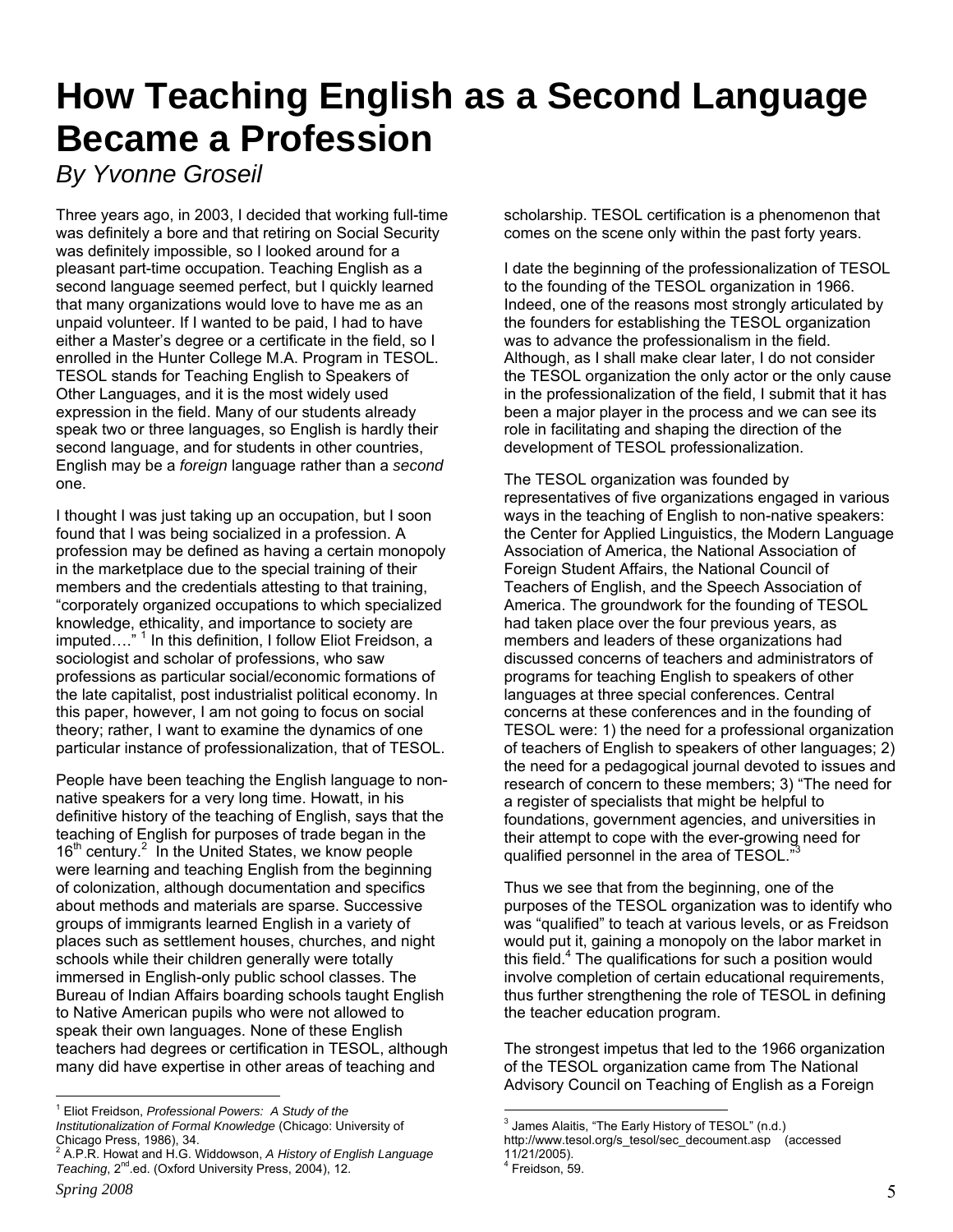# How Teaching English as a Second Language Became a Profession

*By Yvonne Groseil*

Three years ago, in 2003, I decided that working full-time was definitely a bore and that retiring on Social Security was definitely impossible, so I looked around for a pleasant part-time occupation. Teaching English as a second language seemed perfect, but I quickly learned that many organizations would love to have me as an unpaid volunteer. If I wanted to be paid, I had to have either a Master's degree or a certificate in the field, so I enrolled in the Hunter College M.A. Program in TESOL. TESOL stands for Teaching English to Speakers of Other Languages, and it is the most widely used expression in the field. Many of our students already speak two or three languages, so English is hardly their second language, and for students in other countries, English may be a *foreign* language rather than a *second* one.

I thought I was just taking up an occupation, but I soon found that I was being socialized in a profession. A profession may be defined as having a certain monopoly in the marketplace due to the special training of their members and the credentials attesting to that training, "corporately organized occupations to which specialized knowledge, ethicality, and importance to society are imputed…." [1] In this definition, I follow Eliot Freidson, a sociologist and scholar of professions, who saw professions as particular social/economic formations of the late capitalist, post industrialist political economy. In this paper, however, I am not going to focus on social theory; rather, I want to examine the dynamics of one particular instance of professionalization, that of TESOL.

People have been teaching the English language to non-native speakers for a very long time. Howatt, in his definitive history of the teaching of English, says that the teaching of English for purposes of trade began in the 16th century.[2] In the United States, we know people were learning and teaching English from the beginning of colonization, although documentation and specifics about methods and materials are sparse. Successive groups of immigrants learned English in a variety of places such as settlement houses, churches, and night schools while their children generally were totally immersed in English-only public school classes. The Bureau of Indian Affairs boarding schools taught English to Native American pupils who were not allowed to speak their own languages. None of these English teachers had degrees or certification in TESOL, although many did have expertise in other areas of teaching and scholarship. TESOL certification is a phenomenon that comes on the scene only within the past forty years.

I date the beginning of the professionalization of TESOL to the founding of the TESOL organization in 1966. Indeed, one of the reasons most strongly articulated by the founders for establishing the TESOL organization was to advance the professionalism in the field. Although, as I shall make clear later, I do not consider the TESOL organization the only actor or the only cause in the professionalization of the field, I submit that it has been a major player in the process and we can see its role in facilitating and shaping the direction of the development of TESOL professionalization.

The TESOL organization was founded by representatives of five organizations engaged in various ways in the teaching of English to non-native speakers: the Center for Applied Linguistics, the Modern Language Association of America, the National Association of Foreign Student Affairs, the National Council of Teachers of English, and the Speech Association of America. The groundwork for the founding of TESOL had taken place over the four previous years, as members and leaders of these organizations had discussed concerns of teachers and administrators of programs for teaching English to speakers of other languages at three special conferences. Central concerns at these conferences and in the founding of TESOL were: 1) the need for a professional organization of teachers of English to speakers of other languages; 2) the need for a pedagogical journal devoted to issues and research of concern to these members; 3) "The need for a register of specialists that might be helpful to foundations, government agencies, and universities in their attempt to cope with the ever-growing need for qualified personnel in the area of TESOL."[3]

Thus we see that from the beginning, one of the purposes of the TESOL organization was to identify who was "qualified" to teach at various levels, or as Freidson would put it, gaining a monopoly on the labor market in this field.[4] The qualifications for such a position would involve completion of certain educational requirements, thus further strengthening the role of TESOL in defining the teacher education program.

The strongest impetus that led to the 1966 organization of the TESOL organization came from The National Advisory Council on Teaching of English as a Foreign

---

[1] Eliot Freidson, *Professional Powers: A Study of the Institutionalization of Formal Knowledge* (Chicago: University of Chicago Press, 1986), 34.

[2] A.P.R. Howat and H.G. Widdowson, *A History of English Language Teaching*, 2nd.ed. (Oxford University Press, 2004), 12.

[3] James Alaitis, "The Early History of TESOL" (n.d.) http://www.tesol.org/s_tesol/sec_decoument.asp (accessed 11/21/2005).

[4] Freidson, 59.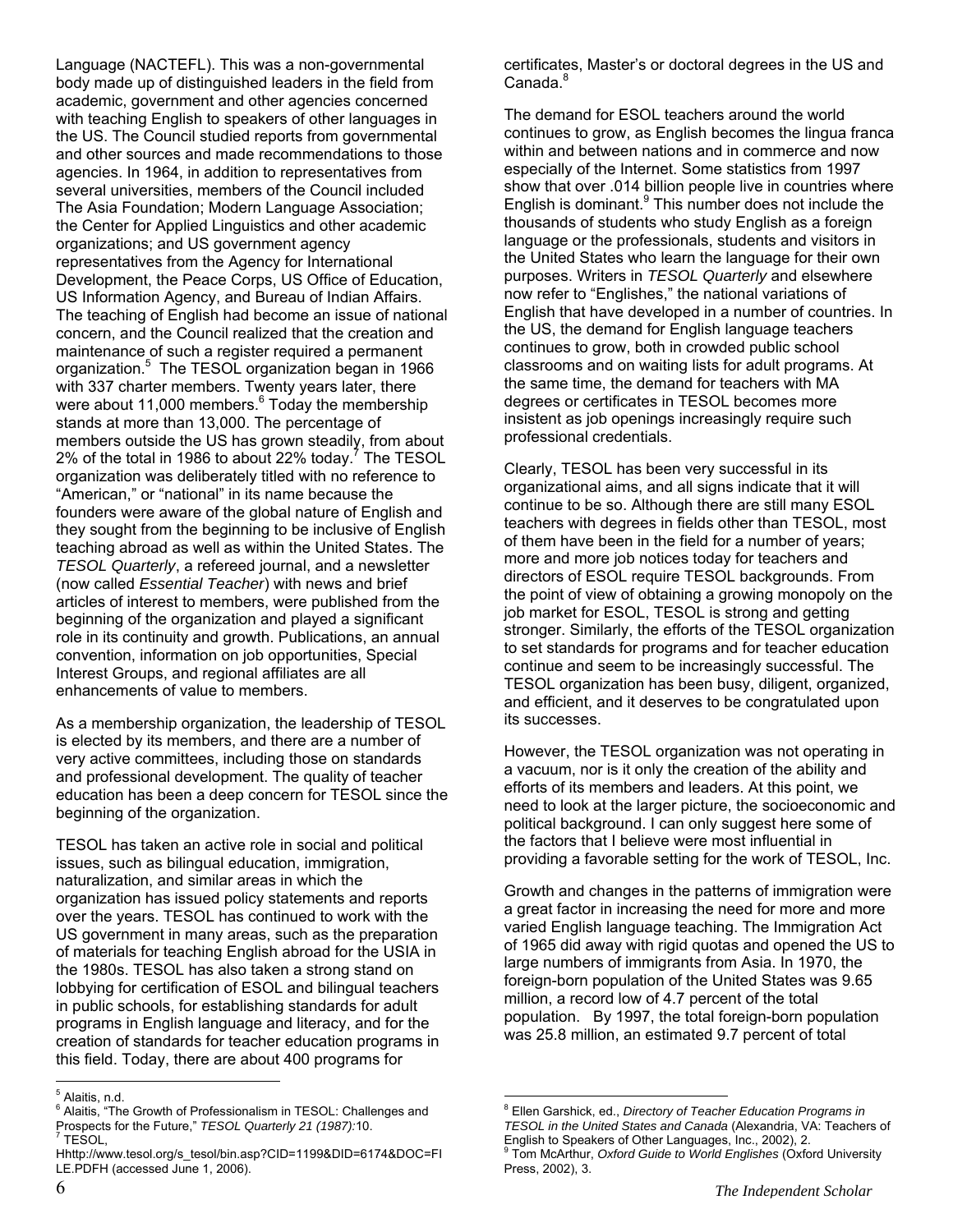Language (NACTEFL). This was a non-governmental body made up of distinguished leaders in the field from academic, government and other agencies concerned with teaching English to speakers of other languages in the US. The Council studied reports from governmental and other sources and made recommendations to those agencies. In 1964, in addition to representatives from several universities, members of the Council included The Asia Foundation; Modern Language Association; the Center for Applied Linguistics and other academic organizations; and US government agency representatives from the Agency for International Development, the Peace Corps, US Office of Education, US Information Agency, and Bureau of Indian Affairs. The teaching of English had become an issue of national concern, and the Council realized that the creation and maintenance of such a register required a permanent organization.[5] The TESOL organization began in 1966 with 337 charter members. Twenty years later, there were about 11,000 members.[6] Today the membership stands at more than 13,000. The percentage of members outside the US has grown steadily, from about 2% of the total in 1986 to about 22% today.[7] The TESOL organization was deliberately titled with no reference to "American," or "national" in its name because the founders were aware of the global nature of English and they sought from the beginning to be inclusive of English teaching abroad as well as within the United States. The *TESOL Quarterly*, a refereed journal, and a newsletter (now called *Essential Teacher*) with news and brief articles of interest to members, were published from the beginning of the organization and played a significant role in its continuity and growth. Publications, an annual convention, information on job opportunities, Special Interest Groups, and regional affiliates are all enhancements of value to members.

As a membership organization, the leadership of TESOL is elected by its members, and there are a number of very active committees, including those on standards and professional development. The quality of teacher education has been a deep concern for TESOL since the beginning of the organization.

TESOL has taken an active role in social and political issues, such as bilingual education, immigration, naturalization, and similar areas in which the organization has issued policy statements and reports over the years. TESOL has continued to work with the US government in many areas, such as the preparation of materials for teaching English abroad for the USIA in the 1980s. TESOL has also taken a strong stand on lobbying for certification of ESOL and bilingual teachers in public schools, for establishing standards for adult programs in English language and literacy, and for the creation of standards for teacher education programs in this field. Today, there are about 400 programs for certificates, Master's or doctoral degrees in the US and Canada.[8]

The demand for ESOL teachers around the world continues to grow, as English becomes the lingua franca within and between nations and in commerce and now especially of the Internet. Some statistics from 1997 show that over .014 billion people live in countries where English is dominant.[9] This number does not include the thousands of students who study English as a foreign language or the professionals, students and visitors in the United States who learn the language for their own purposes. Writers in *TESOL Quarterly* and elsewhere now refer to "Englishes," the national variations of English that have developed in a number of countries. In the US, the demand for English language teachers continues to grow, both in crowded public school classrooms and on waiting lists for adult programs. At the same time, the demand for teachers with MA degrees or certificates in TESOL becomes more insistent as job openings increasingly require such professional credentials.

Clearly, TESOL has been very successful in its organizational aims, and all signs indicate that it will continue to be so. Although there are still many ESOL teachers with degrees in fields other than TESOL, most of them have been in the field for a number of years; more and more job notices today for teachers and directors of ESOL require TESOL backgrounds. From the point of view of obtaining a growing monopoly on the job market for ESOL, TESOL is strong and getting stronger. Similarly, the efforts of the TESOL organization to set standards for programs and for teacher education continue and seem to be increasingly successful. The TESOL organization has been busy, diligent, organized, and efficient, and it deserves to be congratulated upon its successes.

However, the TESOL organization was not operating in a vacuum, nor is it only the creation of the ability and efforts of its members and leaders. At this point, we need to look at the larger picture, the socioeconomic and political background. I can only suggest here some of the factors that I believe were most influential in providing a favorable setting for the work of TESOL, Inc.

Growth and changes in the patterns of immigration were a great factor in increasing the need for more and more varied English language teaching. The Immigration Act of 1965 did away with rigid quotas and opened the US to large numbers of immigrants from Asia. In 1970, the foreign-born population of the United States was 9.65 million, a record low of 4.7 percent of the total population. By 1997, the total foreign-born population was 25.8 million, an estimated 9.7 percent of total

---

[5] Alaitis, n.d.

[6] Alaitis, "The Growth of Professionalism in TESOL: Challenges and Prospects for the Future," *TESOL Quarterly 21 (1987):*10.

[7] TESOL, Hhttp://www.tesol.org/s_tesol/bin.asp?CID=1199&DID=6174&DOC=FILE.PDFH (accessed June 1, 2006).

[8] Ellen Garshick, ed., *Directory of Teacher Education Programs in TESOL in the United States and Canada* (Alexandria, VA: Teachers of English to Speakers of Other Languages, Inc., 2002), 2.

[9] Tom McArthur, *Oxford Guide to World Englishes* (Oxford University Press, 2002), 3.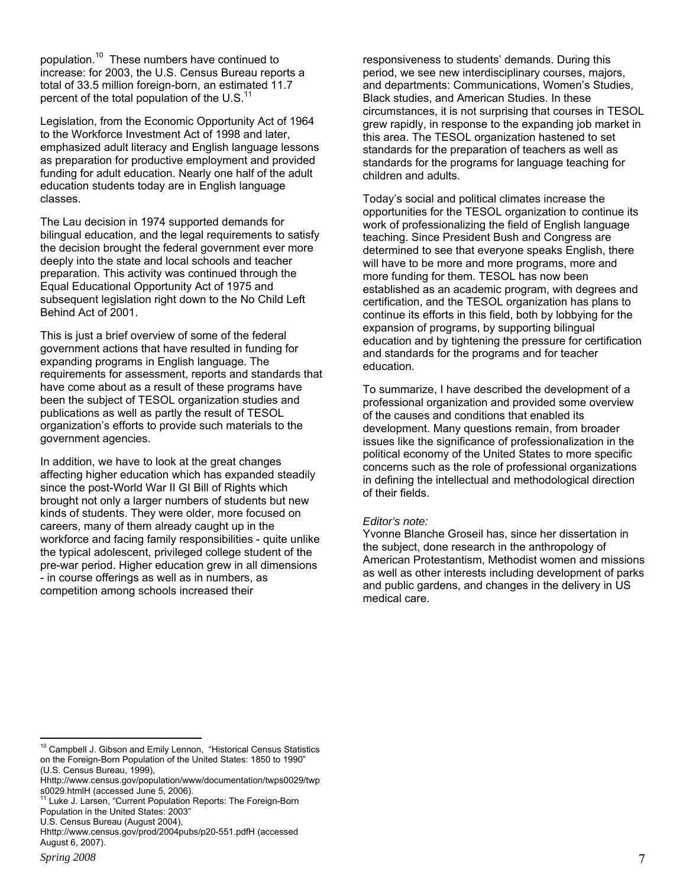population.[10] These numbers have continued to increase: for 2003, the U.S. Census Bureau reports a total of 33.5 million foreign-born, an estimated 11.7 percent of the total population of the U.S.[11]

Legislation, from the Economic Opportunity Act of 1964 to the Workforce Investment Act of 1998 and later, emphasized adult literacy and English language lessons as preparation for productive employment and provided funding for adult education. Nearly one half of the adult education students today are in English language classes.

The Lau decision in 1974 supported demands for bilingual education, and the legal requirements to satisfy the decision brought the federal government ever more deeply into the state and local schools and teacher preparation. This activity was continued through the Equal Educational Opportunity Act of 1975 and subsequent legislation right down to the No Child Left Behind Act of 2001.

This is just a brief overview of some of the federal government actions that have resulted in funding for expanding programs in English language. The requirements for assessment, reports and standards that have come about as a result of these programs have been the subject of TESOL organization studies and publications as well as partly the result of TESOL organization's efforts to provide such materials to the government agencies.

In addition, we have to look at the great changes affecting higher education which has expanded steadily since the post-World War II GI Bill of Rights which brought not only a larger numbers of students but new kinds of students. They were older, more focused on careers, many of them already caught up in the workforce and facing family responsibilities - quite unlike the typical adolescent, privileged college student of the pre-war period. Higher education grew in all dimensions - in course offerings as well as in numbers, as competition among schools increased their responsiveness to students' demands. During this period, we see new interdisciplinary courses, majors, and departments: Communications, Women's Studies, Black studies, and American Studies. In these circumstances, it is not surprising that courses in TESOL grew rapidly, in response to the expanding job market in this area. The TESOL organization hastened to set standards for the preparation of teachers as well as standards for the programs for language teaching for children and adults.

Today's social and political climates increase the opportunities for the TESOL organization to continue its work of professionalizing the field of English language teaching. Since President Bush and Congress are determined to see that everyone speaks English, there will have to be more and more programs, more and more funding for them. TESOL has now been established as an academic program, with degrees and certification, and the TESOL organization has plans to continue its efforts in this field, both by lobbying for the expansion of programs, by supporting bilingual education and by tightening the pressure for certification and standards for the programs and for teacher education.

To summarize, I have described the development of a professional organization and provided some overview of the causes and conditions that enabled its development. Many questions remain, from broader issues like the significance of professionalization in the political economy of the United States to more specific concerns such as the role of professional organizations in defining the intellectual and methodological direction of their fields.

*Editor's note:*

Yvonne Blanche Groseil has, since her dissertation in the subject, done research in the anthropology of American Protestantism, Methodist women and missions as well as other interests including development of parks and public gardens, and changes in the delivery in US medical care.

---

[10] Campbell J. Gibson and Emily Lennon, "Historical Census Statistics on the Foreign-Born Population of the United States: 1850 to 1990" (U.S. Census Bureau, 1999), Hhttp://www.census.gov/population/www/documentation/twps0029/twps0029.htmlH (accessed June 5, 2006).

[11] Luke J. Larsen, "Current Population Reports: The Foreign-Born Population in the United States: 2003" U.S. Census Bureau (August 2004), Hhttp://www.census.gov/prod/2004pubs/p20-551.pdfH (accessed August 6, 2007).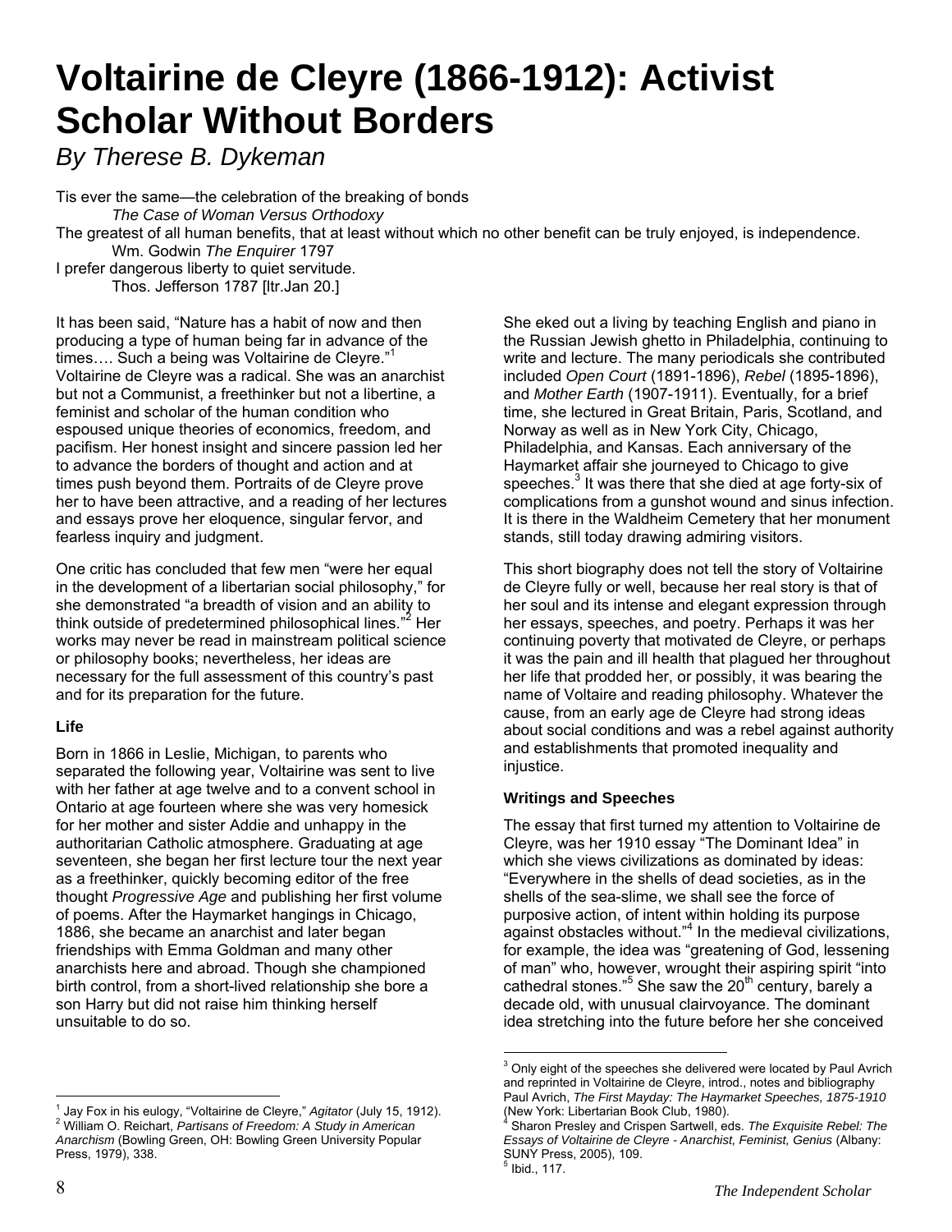# Voltairine de Cleyre (1866-1912): Activist Scholar Without Borders

*By Therese B. Dykeman*

Tis ever the same—the celebration of the breaking of bonds
*The Case of Woman Versus Orthodoxy*

The greatest of all human benefits, that at least without which no other benefit can be truly enjoyed, is independence.
Wm. Godwin *The Enquirer* 1797

I prefer dangerous liberty to quiet servitude.
Thos. Jefferson 1787 [ltr.Jan 20.]

It has been said, "Nature has a habit of now and then producing a type of human being far in advance of the times…. Such a being was Voltairine de Cleyre."[1] Voltairine de Cleyre was a radical. She was an anarchist but not a Communist, a freethinker but not a libertine, a feminist and scholar of the human condition who espoused unique theories of economics, freedom, and pacifism. Her honest insight and sincere passion led her to advance the borders of thought and action and at times push beyond them. Portraits of de Cleyre prove her to have been attractive, and a reading of her lectures and essays prove her eloquence, singular fervor, and fearless inquiry and judgment.

One critic has concluded that few men "were her equal in the development of a libertarian social philosophy," for she demonstrated "a breadth of vision and an ability to think outside of predetermined philosophical lines."[2] Her works may never be read in mainstream political science or philosophy books; nevertheless, her ideas are necessary for the full assessment of this country's past and for its preparation for the future.

### Life

Born in 1866 in Leslie, Michigan, to parents who separated the following year, Voltairine was sent to live with her father at age twelve and to a convent school in Ontario at age fourteen where she was very homesick for her mother and sister Addie and unhappy in the authoritarian Catholic atmosphere. Graduating at age seventeen, she began her first lecture tour the next year as a freethinker, quickly becoming editor of the free thought *Progressive Age* and publishing her first volume of poems. After the Haymarket hangings in Chicago, 1886, she became an anarchist and later began friendships with Emma Goldman and many other anarchists here and abroad. Though she championed birth control, from a short-lived relationship she bore a son Harry but did not raise him thinking herself unsuitable to do so.

She eked out a living by teaching English and piano in the Russian Jewish ghetto in Philadelphia, continuing to write and lecture. The many periodicals she contributed included *Open Court* (1891-1896), *Rebel* (1895-1896), and *Mother Earth* (1907-1911). Eventually, for a brief time, she lectured in Great Britain, Paris, Scotland, and Norway as well as in New York City, Chicago, Philadelphia, and Kansas. Each anniversary of the Haymarket affair she journeyed to Chicago to give speeches.[3] It was there that she died at age forty-six of complications from a gunshot wound and sinus infection. It is there in the Waldheim Cemetery that her monument stands, still today drawing admiring visitors.

This short biography does not tell the story of Voltairine de Cleyre fully or well, because her real story is that of her soul and its intense and elegant expression through her essays, speeches, and poetry. Perhaps it was her continuing poverty that motivated de Cleyre, or perhaps it was the pain and ill health that plagued her throughout her life that prodded her, or possibly, it was bearing the name of Voltaire and reading philosophy. Whatever the cause, from an early age de Cleyre had strong ideas about social conditions and was a rebel against authority and establishments that promoted inequality and injustice.

### Writings and Speeches

The essay that first turned my attention to Voltairine de Cleyre, was her 1910 essay "The Dominant Idea" in which she views civilizations as dominated by ideas: "Everywhere in the shells of dead societies, as in the shells of the sea-slime, we shall see the force of purposive action, of intent within holding its purpose against obstacles without."[4] In the medieval civilizations, for example, the idea was "greatening of God, lessening of man" who, however, wrought their aspiring spirit "into cathedral stones."[5] She saw the 20th century, barely a decade old, with unusual clairvoyance. The dominant idea stretching into the future before her she conceived

---

[1] Jay Fox in his eulogy, "Voltairine de Cleyre," *Agitator* (July 15, 1912).

[2] William O. Reichart, *Partisans of Freedom: A Study in American Anarchism* (Bowling Green, OH: Bowling Green University Popular Press, 1979), 338.

[3] Only eight of the speeches she delivered were located by Paul Avrich and reprinted in Voltairine de Cleyre, introd., notes and bibliography Paul Avrich, *The First Mayday: The Haymarket Speeches, 1875-1910* (New York: Libertarian Book Club, 1980).

[4] Sharon Presley and Crispen Sartwell, eds. *The Exquisite Rebel: The Essays of Voltairine de Cleyre - Anarchist, Feminist, Genius* (Albany: SUNY Press, 2005), 109.

[5] Ibid., 117.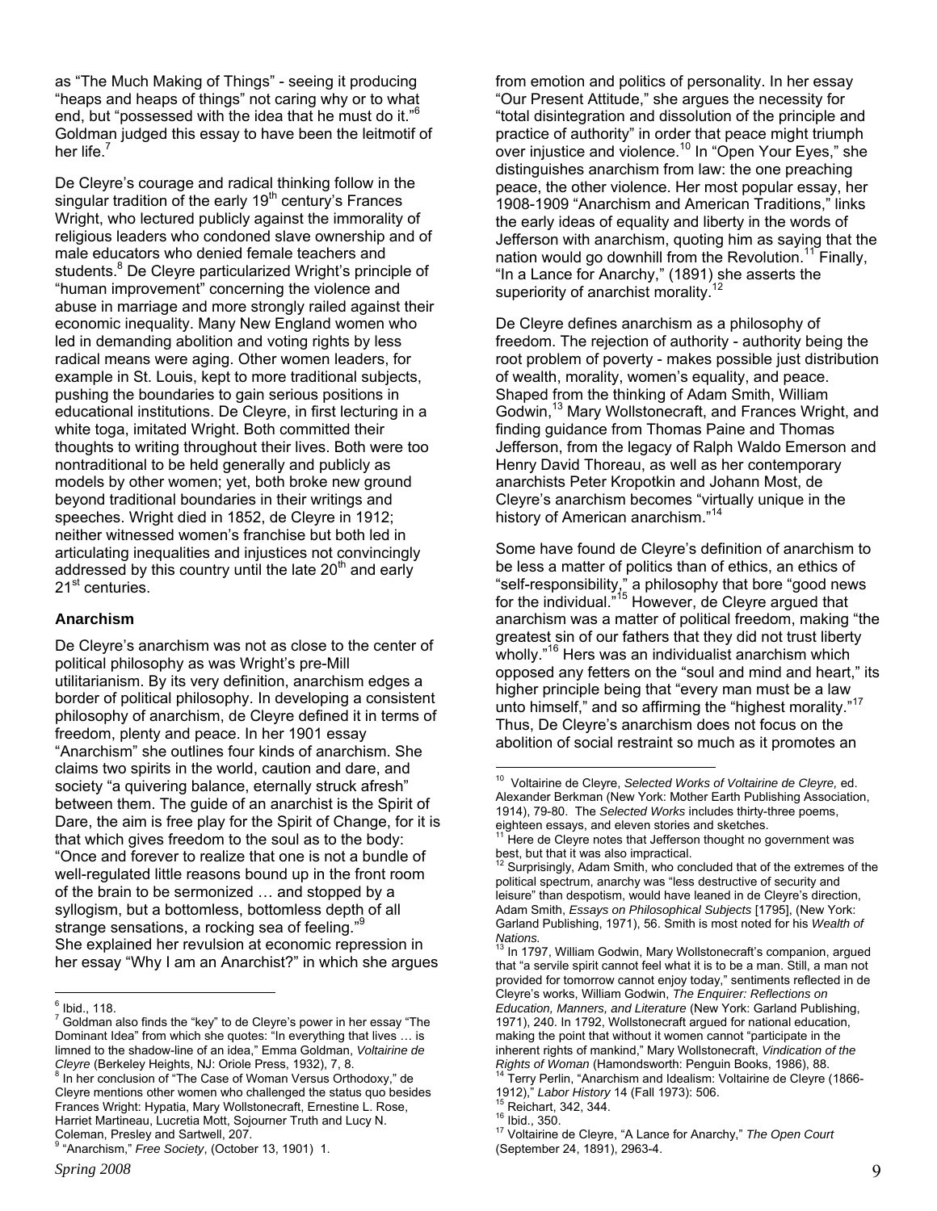as "The Much Making of Things" - seeing it producing "heaps and heaps of things" not caring why or to what end, but "possessed with the idea that he must do it."[6] Goldman judged this essay to have been the leitmotif of her life.[7]

De Cleyre's courage and radical thinking follow in the singular tradition of the early 19th century's Frances Wright, who lectured publicly against the immorality of religious leaders who condoned slave ownership and of male educators who denied female teachers and students.[8] De Cleyre particularized Wright's principle of "human improvement" concerning the violence and abuse in marriage and more strongly railed against their economic inequality. Many New England women who led in demanding abolition and voting rights by less radical means were aging. Other women leaders, for example in St. Louis, kept to more traditional subjects, pushing the boundaries to gain serious positions in educational institutions. De Cleyre, in first lecturing in a white toga, imitated Wright. Both committed their thoughts to writing throughout their lives. Both were too nontraditional to be held generally and publicly as models by other women; yet, both broke new ground beyond traditional boundaries in their writings and speeches. Wright died in 1852, de Cleyre in 1912; neither witnessed women's franchise but both led in articulating inequalities and injustices not convincingly addressed by this country until the late 20th and early 21st centuries.

### Anarchism

De Cleyre's anarchism was not as close to the center of political philosophy as was Wright's pre-Mill utilitarianism. By its very definition, anarchism edges a border of political philosophy. In developing a consistent philosophy of anarchism, de Cleyre defined it in terms of freedom, plenty and peace. In her 1901 essay "Anarchism" she outlines four kinds of anarchism. She claims two spirits in the world, caution and dare, and society "a quivering balance, eternally struck afresh" between them. The guide of an anarchist is the Spirit of Dare, the aim is free play for the Spirit of Change, for it is that which gives freedom to the soul as to the body: "Once and forever to realize that one is not a bundle of well-regulated little reasons bound up in the front room of the brain to be sermonized … and stopped by a syllogism, but a bottomless, bottomless depth of all strange sensations, a rocking sea of feeling."[9] She explained her revulsion at economic repression in her essay "Why I am an Anarchist?" in which she argues from emotion and politics of personality. In her essay "Our Present Attitude," she argues the necessity for "total disintegration and dissolution of the principle and practice of authority" in order that peace might triumph over injustice and violence.[10] In "Open Your Eyes," she distinguishes anarchism from law: the one preaching peace, the other violence. Her most popular essay, her 1908-1909 "Anarchism and American Traditions," links the early ideas of equality and liberty in the words of Jefferson with anarchism, quoting him as saying that the nation would go downhill from the Revolution.[11] Finally, "In a Lance for Anarchy," (1891) she asserts the superiority of anarchist morality.[12]

De Cleyre defines anarchism as a philosophy of freedom. The rejection of authority - authority being the root problem of poverty - makes possible just distribution of wealth, morality, women's equality, and peace. Shaped from the thinking of Adam Smith, William Godwin,[13] Mary Wollstonecraft, and Frances Wright, and finding guidance from Thomas Paine and Thomas Jefferson, from the legacy of Ralph Waldo Emerson and Henry David Thoreau, as well as her contemporary anarchists Peter Kropotkin and Johann Most, de Cleyre's anarchism becomes "virtually unique in the history of American anarchism."[14]

Some have found de Cleyre's definition of anarchism to be less a matter of politics than of ethics, an ethics of "self-responsibility," a philosophy that bore "good news for the individual."[15] However, de Cleyre argued that anarchism was a matter of political freedom, making "the greatest sin of our fathers that they did not trust liberty wholly."[16] Hers was an individualist anarchism which opposed any fetters on the "soul and mind and heart," its higher principle being that "every man must be a law unto himself," and so affirming the "highest morality."[17] Thus, De Cleyre's anarchism does not focus on the abolition of social restraint so much as it promotes an

---

[6] Ibid., 118.

[7] Goldman also finds the "key" to de Cleyre's power in her essay "The Dominant Idea" from which she quotes: "In everything that lives … is limned to the shadow-line of an idea," Emma Goldman, *Voltairine de Cleyre* (Berkeley Heights, NJ: Oriole Press, 1932), 7, 8.

[8] In her conclusion of "The Case of Woman Versus Orthodoxy," de Cleyre mentions other women who challenged the status quo besides Frances Wright: Hypatia, Mary Wollstonecraft, Ernestine L. Rose, Harriet Martineau, Lucretia Mott, Sojourner Truth and Lucy N. Coleman, Presley and Sartwell, 207.

[9] "Anarchism," *Free Society*, (October 13, 1901) 1.

[10] Voltairine de Cleyre, *Selected Works of Voltairine de Cleyre,* ed. Alexander Berkman (New York: Mother Earth Publishing Association, 1914), 79-80. The *Selected Works* includes thirty-three poems, eighteen essays, and eleven stories and sketches.

[11] Here de Cleyre notes that Jefferson thought no government was best, but that it was also impractical.

[12] Surprisingly, Adam Smith, who concluded that of the extremes of the political spectrum, anarchy was "less destructive of security and leisure" than despotism, would have leaned in de Cleyre's direction, Adam Smith, *Essays on Philosophical Subjects* [1795], (New York: Garland Publishing, 1971), 56. Smith is most noted for his *Wealth of Nations.*

[13] In 1797, William Godwin, Mary Wollstonecraft's companion, argued that "a servile spirit cannot feel what it is to be a man. Still, a man not provided for tomorrow cannot enjoy today," sentiments reflected in de Cleyre's works, William Godwin, *The Enquirer: Reflections on Education, Manners, and Literature* (New York: Garland Publishing, 1971), 240. In 1792, Wollstonecraft argued for national education, making the point that without it women cannot "participate in the inherent rights of mankind," Mary Wollstonecraft, *Vindication of the Rights of Woman* (Hamondsworth: Penguin Books, 1986), 88.

[14] Terry Perlin, "Anarchism and Idealism: Voltairine de Cleyre (1866-1912)," *Labor History* 14 (Fall 1973): 506.

[15] Reichart, 342, 344.

[16] Ibid., 350.

[17] Voltairine de Cleyre, "A Lance for Anarchy," *The Open Court* (September 24, 1891), 2963-4.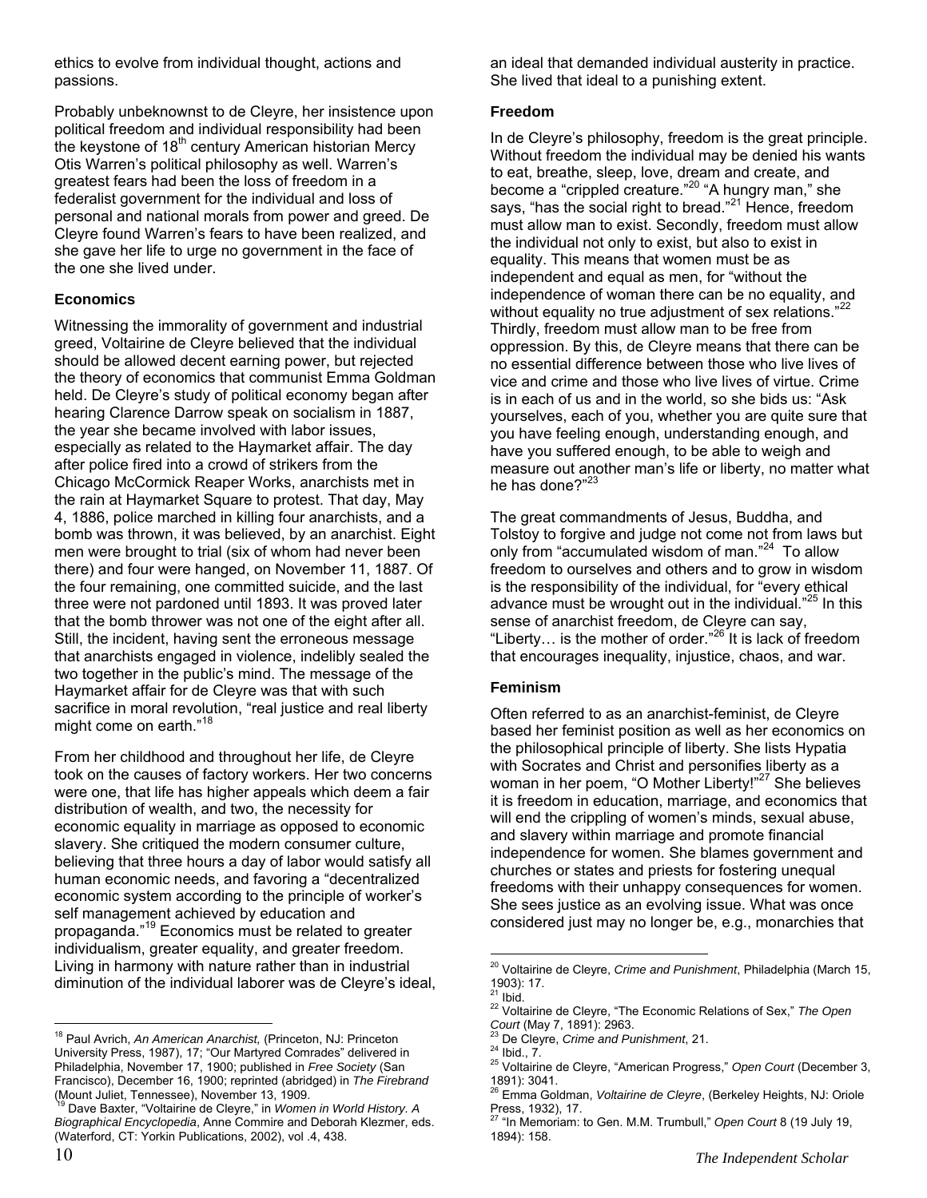ethics to evolve from individual thought, actions and passions.

Probably unbeknownst to de Cleyre, her insistence upon political freedom and individual responsibility had been the keystone of 18th century American historian Mercy Otis Warren's political philosophy as well. Warren's greatest fears had been the loss of freedom in a federalist government for the individual and loss of personal and national morals from power and greed. De Cleyre found Warren's fears to have been realized, and she gave her life to urge no government in the face of the one she lived under.

### Economics

Witnessing the immorality of government and industrial greed, Voltairine de Cleyre believed that the individual should be allowed decent earning power, but rejected the theory of economics that communist Emma Goldman held. De Cleyre's study of political economy began after hearing Clarence Darrow speak on socialism in 1887, the year she became involved with labor issues, especially as related to the Haymarket affair. The day after police fired into a crowd of strikers from the Chicago McCormick Reaper Works, anarchists met in the rain at Haymarket Square to protest. That day, May 4, 1886, police marched in killing four anarchists, and a bomb was thrown, it was believed, by an anarchist. Eight men were brought to trial (six of whom had never been there) and four were hanged, on November 11, 1887. Of the four remaining, one committed suicide, and the last three were not pardoned until 1893. It was proved later that the bomb thrower was not one of the eight after all. Still, the incident, having sent the erroneous message that anarchists engaged in violence, indelibly sealed the two together in the public's mind. The message of the Haymarket affair for de Cleyre was that with such sacrifice in moral revolution, "real justice and real liberty might come on earth."[18]

From her childhood and throughout her life, de Cleyre took on the causes of factory workers. Her two concerns were one, that life has higher appeals which deem a fair distribution of wealth, and two, the necessity for economic equality in marriage as opposed to economic slavery. She critiqued the modern consumer culture, believing that three hours a day of labor would satisfy all human economic needs, and favoring a "decentralized economic system according to the principle of worker's self management achieved by education and propaganda."[19] Economics must be related to greater individualism, greater equality, and greater freedom. Living in harmony with nature rather than in industrial diminution of the individual laborer was de Cleyre's ideal, an ideal that demanded individual austerity in practice. She lived that ideal to a punishing extent.

### Freedom

In de Cleyre's philosophy, freedom is the great principle. Without freedom the individual may be denied his wants to eat, breathe, sleep, love, dream and create, and become a "crippled creature."[20] "A hungry man," she says, "has the social right to bread."[21] Hence, freedom must allow man to exist. Secondly, freedom must allow the individual not only to exist, but also to exist in equality. This means that women must be as independent and equal as men, for "without the independence of woman there can be no equality, and without equality no true adjustment of sex relations."[22] Thirdly, freedom must allow man to be free from oppression. By this, de Cleyre means that there can be no essential difference between those who live lives of vice and crime and those who live lives of virtue. Crime is in each of us and in the world, so she bids us: "Ask yourselves, each of you, whether you are quite sure that you have feeling enough, understanding enough, and have you suffered enough, to be able to weigh and measure out another man's life or liberty, no matter what he has done?"[23]

The great commandments of Jesus, Buddha, and Tolstoy to forgive and judge not come not from laws but only from "accumulated wisdom of man."[24] To allow freedom to ourselves and others and to grow in wisdom is the responsibility of the individual, for "every ethical advance must be wrought out in the individual."[25] In this sense of anarchist freedom, de Cleyre can say, "Liberty… is the mother of order."[26] It is lack of freedom that encourages inequality, injustice, chaos, and war.

### Feminism

Often referred to as an anarchist-feminist, de Cleyre based her feminist position as well as her economics on the philosophical principle of liberty. She lists Hypatia with Socrates and Christ and personifies liberty as a woman in her poem, "O Mother Liberty!"[27] She believes it is freedom in education, marriage, and economics that will end the crippling of women's minds, sexual abuse, and slavery within marriage and promote financial independence for women. She blames government and churches or states and priests for fostering unequal freedoms with their unhappy consequences for women. She sees justice as an evolving issue. What was once considered just may no longer be, e.g., monarchies that

---

[18] Paul Avrich, *An American Anarchist,* (Princeton, NJ: Princeton University Press, 1987), 17; "Our Martyred Comrades" delivered in Philadelphia, November 17, 1900; published in *Free Society* (San Francisco), December 16, 1900; reprinted (abridged) in *The Firebrand* (Mount Juliet, Tennessee), November 13, 1909.

[19] Dave Baxter, "Voltairine de Cleyre," in *Women in World History. A Biographical Encyclopedia*, Anne Commire and Deborah Klezmer, eds. (Waterford, CT: Yorkin Publications, 2002), vol .4, 438.

[20] Voltairine de Cleyre, *Crime and Punishment*, Philadelphia (March 15, 1903): 17.

[21] Ibid.

[22] Voltairine de Cleyre, "The Economic Relations of Sex," *The Open Court* (May 7, 1891): 2963.

[23] De Cleyre, *Crime and Punishment*, 21.

[24] Ibid., 7.

[25] Voltairine de Cleyre, "American Progress," *Open Court* (December 3, 1891): 3041.

[26] Emma Goldman, *Voltairine de Cleyre*, (Berkeley Heights, NJ: Oriole Press, 1932), 17.

[27] "In Memoriam: to Gen. M.M. Trumbull," *Open Court* 8 (19 July 19, 1894): 158.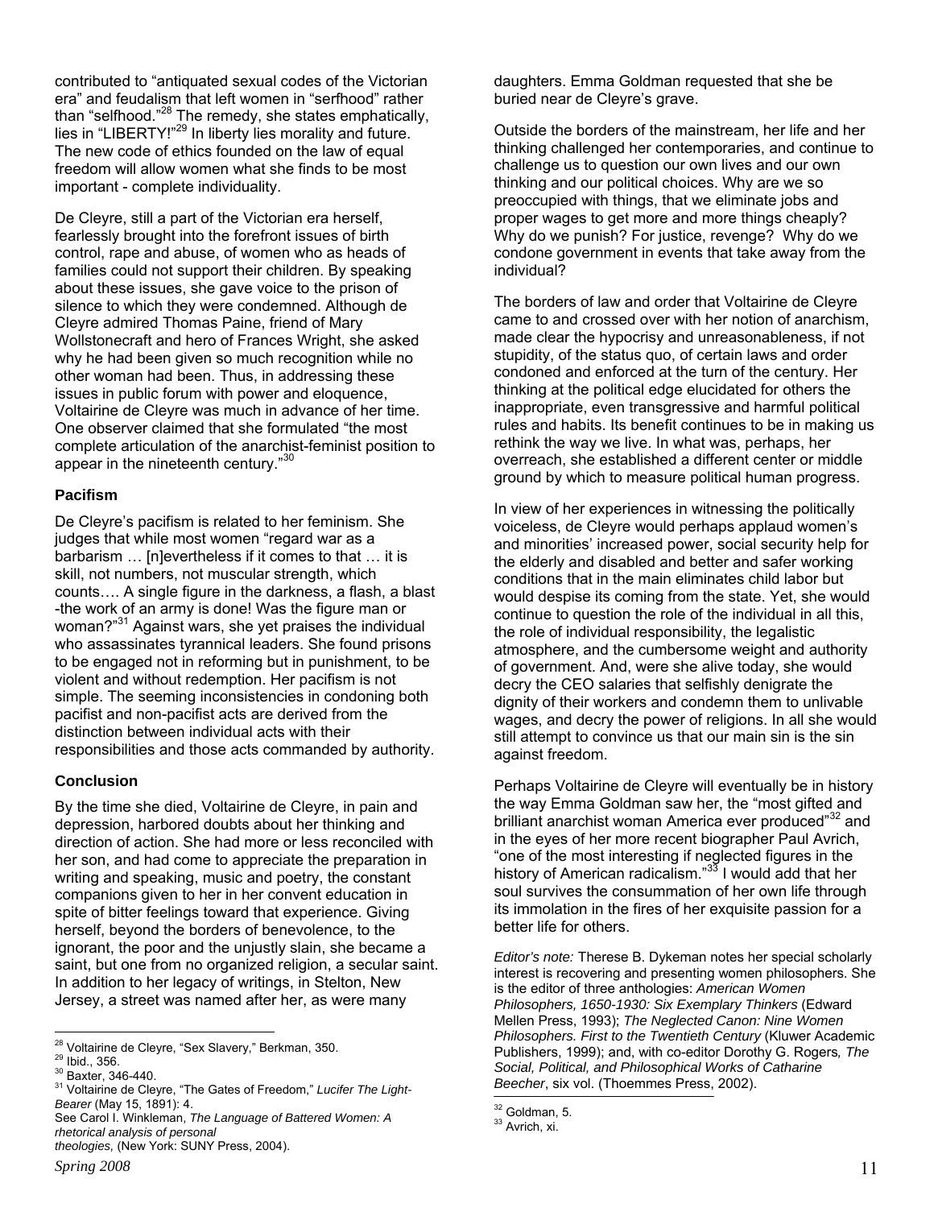contributed to "antiquated sexual codes of the Victorian era" and feudalism that left women in "serfhood" rather than "selfhood."[28] The remedy, she states emphatically, lies in "LIBERTY!"[29] In liberty lies morality and future. The new code of ethics founded on the law of equal freedom will allow women what she finds to be most important - complete individuality.

De Cleyre, still a part of the Victorian era herself, fearlessly brought into the forefront issues of birth control, rape and abuse, of women who as heads of families could not support their children. By speaking about these issues, she gave voice to the prison of silence to which they were condemned. Although de Cleyre admired Thomas Paine, friend of Mary Wollstonecraft and hero of Frances Wright, she asked why he had been given so much recognition while no other woman had been. Thus, in addressing these issues in public forum with power and eloquence, Voltairine de Cleyre was much in advance of her time. One observer claimed that she formulated "the most complete articulation of the anarchist-feminist position to appear in the nineteenth century."[30]

### Pacifism

De Cleyre's pacifism is related to her feminism. She judges that while most women "regard war as a barbarism … [n]evertheless if it comes to that … it is skill, not numbers, not muscular strength, which counts…. A single figure in the darkness, a flash, a blast -the work of an army is done! Was the figure man or woman?"[31] Against wars, she yet praises the individual who assassinates tyrannical leaders. She found prisons to be engaged not in reforming but in punishment, to be violent and without redemption. Her pacifism is not simple. The seeming inconsistencies in condoning both pacifist and non-pacifist acts are derived from the distinction between individual acts with their responsibilities and those acts commanded by authority.

### Conclusion

By the time she died, Voltairine de Cleyre, in pain and depression, harbored doubts about her thinking and direction of action. She had more or less reconciled with her son, and had come to appreciate the preparation in writing and speaking, music and poetry, the constant companions given to her in her convent education in spite of bitter feelings toward that experience. Giving herself, beyond the borders of benevolence, to the ignorant, the poor and the unjustly slain, she became a saint, but one from no organized religion, a secular saint. In addition to her legacy of writings, in Stelton, New Jersey, a street was named after her, as were many daughters. Emma Goldman requested that she be buried near de Cleyre's grave.

Outside the borders of the mainstream, her life and her thinking challenged her contemporaries, and continue to challenge us to question our own lives and our own thinking and our political choices. Why are we so preoccupied with things, that we eliminate jobs and proper wages to get more and more things cheaply? Why do we punish? For justice, revenge? Why do we condone government in events that take away from the individual?

The borders of law and order that Voltairine de Cleyre came to and crossed over with her notion of anarchism, made clear the hypocrisy and unreasonableness, if not stupidity, of the status quo, of certain laws and order condoned and enforced at the turn of the century. Her thinking at the political edge elucidated for others the inappropriate, even transgressive and harmful political rules and habits. Its benefit continues to be in making us rethink the way we live. In what was, perhaps, her overreach, she established a different center or middle ground by which to measure political human progress.

In view of her experiences in witnessing the politically voiceless, de Cleyre would perhaps applaud women's and minorities' increased power, social security help for the elderly and disabled and better and safer working conditions that in the main eliminates child labor but would despise its coming from the state. Yet, she would continue to question the role of the individual in all this, the role of individual responsibility, the legalistic atmosphere, and the cumbersome weight and authority of government. And, were she alive today, she would decry the CEO salaries that selfishly denigrate the dignity of their workers and condemn them to unlivable wages, and decry the power of religions. In all she would still attempt to convince us that our main sin is the sin against freedom.

Perhaps Voltairine de Cleyre will eventually be in history the way Emma Goldman saw her, the "most gifted and brilliant anarchist woman America ever produced"[32] and in the eyes of her more recent biographer Paul Avrich, "one of the most interesting if neglected figures in the history of American radicalism."[33] I would add that her soul survives the consummation of her own life through its immolation in the fires of her exquisite passion for a better life for others.

*Editor's note:* Therese B. Dykeman notes her special scholarly interest is recovering and presenting women philosophers. She is the editor of three anthologies: *American Women Philosophers, 1650-1930: Six Exemplary Thinkers* (Edward Mellen Press, 1993); *The Neglected Canon: Nine Women Philosophers. First to the Twentieth Century* (Kluwer Academic Publishers, 1999); and, with co-editor Dorothy G. Rogers, *The Social, Political, and Philosophical Works of Catharine Beecher*, six vol. (Thoemmes Press, 2002).

---

[28] Voltairine de Cleyre, "Sex Slavery," Berkman, 350.
[29] Ibid., 356.
[30] Baxter, 346-440.
[31] Voltairine de Cleyre, "The Gates of Freedom," *Lucifer The Light-Bearer* (May 15, 1891): 4.
See Carol I. Winkleman, *The Language of Battered Women: A rhetorical analysis of personal theologies,* (New York: SUNY Press, 2004).
[32] Goldman, 5.
[33] Avrich, xi.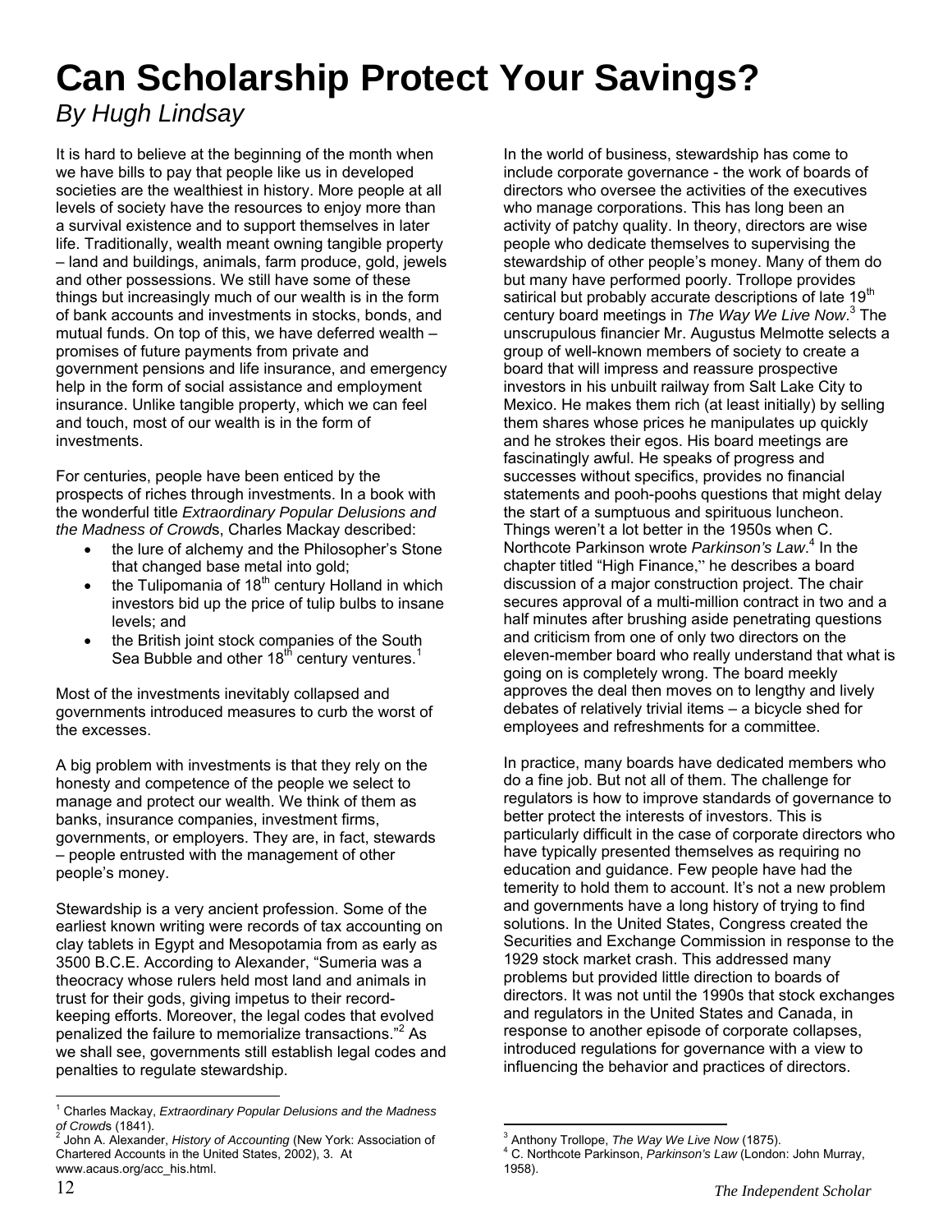# Can Scholarship Protect Your Savings?

*By Hugh Lindsay*

It is hard to believe at the beginning of the month when we have bills to pay that people like us in developed societies are the wealthiest in history. More people at all levels of society have the resources to enjoy more than a survival existence and to support themselves in later life. Traditionally, wealth meant owning tangible property – land and buildings, animals, farm produce, gold, jewels and other possessions. We still have some of these things but increasingly much of our wealth is in the form of bank accounts and investments in stocks, bonds, and mutual funds. On top of this, we have deferred wealth – promises of future payments from private and government pensions and life insurance, and emergency help in the form of social assistance and employment insurance. Unlike tangible property, which we can feel and touch, most of our wealth is in the form of investments.

For centuries, people have been enticed by the prospects of riches through investments. In a book with the wonderful title *Extraordinary Popular Delusions and the Madness of Crowds*, Charles Mackay described:

- the lure of alchemy and the Philosopher's Stone that changed base metal into gold;
- the Tulipomania of 18th century Holland in which investors bid up the price of tulip bulbs to insane levels; and
- the British joint stock companies of the South Sea Bubble and other 18th century ventures.[1]

Most of the investments inevitably collapsed and governments introduced measures to curb the worst of the excesses.

A big problem with investments is that they rely on the honesty and competence of the people we select to manage and protect our wealth. We think of them as banks, insurance companies, investment firms, governments, or employers. They are, in fact, stewards – people entrusted with the management of other people's money.

Stewardship is a very ancient profession. Some of the earliest known writing were records of tax accounting on clay tablets in Egypt and Mesopotamia from as early as 3500 B.C.E. According to Alexander, "Sumeria was a theocracy whose rulers held most land and animals in trust for their gods, giving impetus to their record-keeping efforts. Moreover, the legal codes that evolved penalized the failure to memorialize transactions."[2] As we shall see, governments still establish legal codes and penalties to regulate stewardship.

In the world of business, stewardship has come to include corporate governance - the work of boards of directors who oversee the activities of the executives who manage corporations. This has long been an activity of patchy quality. In theory, directors are wise people who dedicate themselves to supervising the stewardship of other people's money. Many of them do but many have performed poorly. Trollope provides satirical but probably accurate descriptions of late 19th century board meetings in *The Way We Live Now*.[3] The unscrupulous financier Mr. Augustus Melmotte selects a group of well-known members of society to create a board that will impress and reassure prospective investors in his unbuilt railway from Salt Lake City to Mexico. He makes them rich (at least initially) by selling them shares whose prices he manipulates up quickly and he strokes their egos. His board meetings are fascinatingly awful. He speaks of progress and successes without specifics, provides no financial statements and pooh-poohs questions that might delay the start of a sumptuous and spirituous luncheon. Things weren't a lot better in the 1950s when C. Northcote Parkinson wrote *Parkinson's Law*.[4] In the chapter titled "High Finance," he describes a board discussion of a major construction project. The chair secures approval of a multi-million contract in two and a half minutes after brushing aside penetrating questions and criticism from one of only two directors on the eleven-member board who really understand that what is going on is completely wrong. The board meekly approves the deal then moves on to lengthy and lively debates of relatively trivial items – a bicycle shed for employees and refreshments for a committee.

In practice, many boards have dedicated members who do a fine job. But not all of them. The challenge for regulators is how to improve standards of governance to better protect the interests of investors. This is particularly difficult in the case of corporate directors who have typically presented themselves as requiring no education and guidance. Few people have had the temerity to hold them to account. It's not a new problem and governments have a long history of trying to find solutions. In the United States, Congress created the Securities and Exchange Commission in response to the 1929 stock market crash. This addressed many problems but provided little direction to boards of directors. It was not until the 1990s that stock exchanges and regulators in the United States and Canada, in response to another episode of corporate collapses, introduced regulations for governance with a view to influencing the behavior and practices of directors.

---

[1] Charles Mackay, *Extraordinary Popular Delusions and the Madness of Crowds* (1841).

[2] John A. Alexander, *History of Accounting* (New York: Association of Chartered Accounts in the United States, 2002), 3. At www.acaus.org/acc_his.html.

[3] Anthony Trollope, *The Way We Live Now* (1875).

[4] C. Northcote Parkinson, *Parkinson's Law* (London: John Murray, 1958).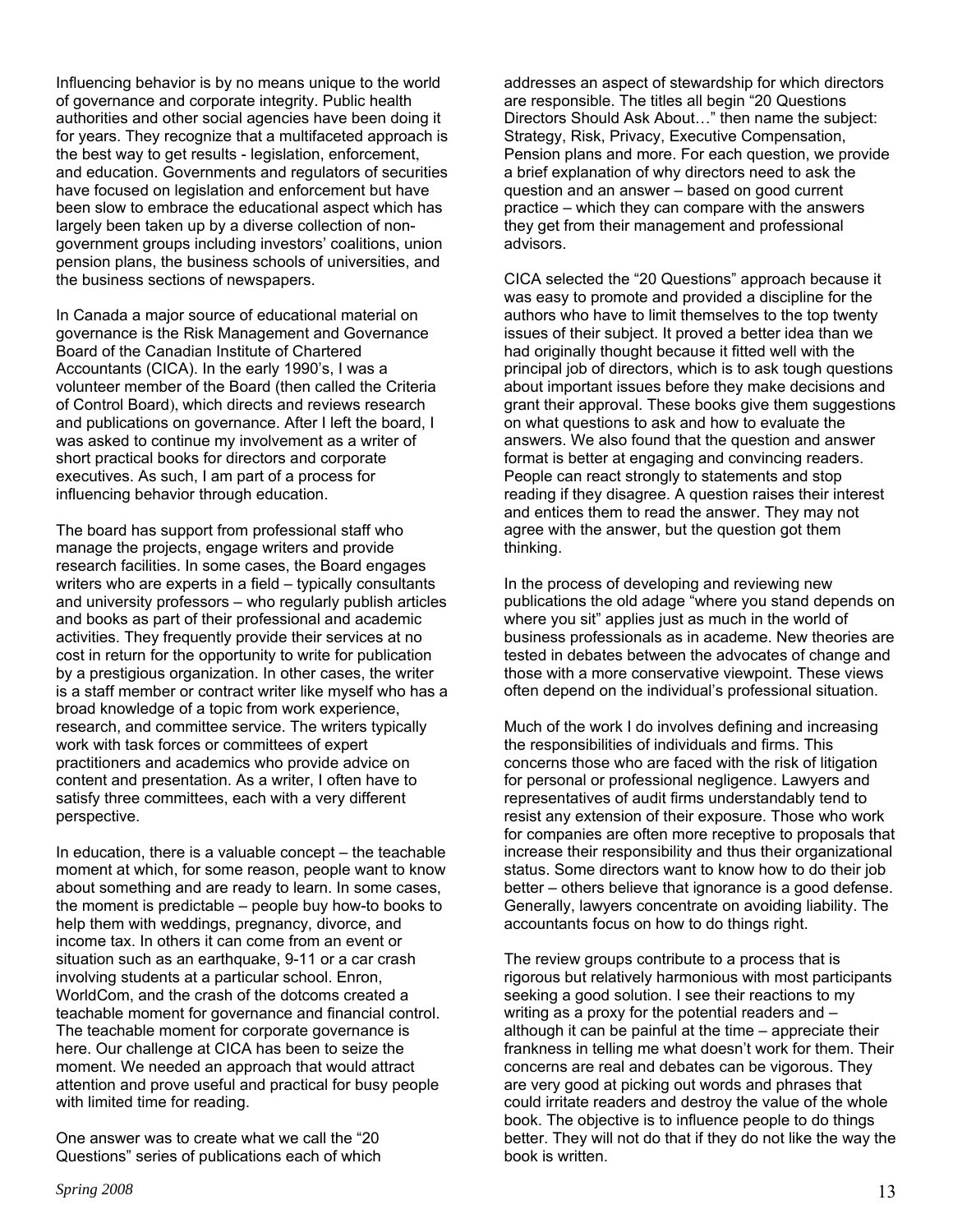Influencing behavior is by no means unique to the world of governance and corporate integrity. Public health authorities and other social agencies have been doing it for years. They recognize that a multifaceted approach is the best way to get results - legislation, enforcement, and education. Governments and regulators of securities have focused on legislation and enforcement but have been slow to embrace the educational aspect which has largely been taken up by a diverse collection of non-government groups including investors' coalitions, union pension plans, the business schools of universities, and the business sections of newspapers.

In Canada a major source of educational material on governance is the Risk Management and Governance Board of the Canadian Institute of Chartered Accountants (CICA). In the early 1990's, I was a volunteer member of the Board (then called the Criteria of Control Board), which directs and reviews research and publications on governance. After I left the board, I was asked to continue my involvement as a writer of short practical books for directors and corporate executives. As such, I am part of a process for influencing behavior through education.

The board has support from professional staff who manage the projects, engage writers and provide research facilities. In some cases, the Board engages writers who are experts in a field – typically consultants and university professors – who regularly publish articles and books as part of their professional and academic activities. They frequently provide their services at no cost in return for the opportunity to write for publication by a prestigious organization. In other cases, the writer is a staff member or contract writer like myself who has a broad knowledge of a topic from work experience, research, and committee service. The writers typically work with task forces or committees of expert practitioners and academics who provide advice on content and presentation. As a writer, I often have to satisfy three committees, each with a very different perspective.

In education, there is a valuable concept – the teachable moment at which, for some reason, people want to know about something and are ready to learn. In some cases, the moment is predictable – people buy how-to books to help them with weddings, pregnancy, divorce, and income tax. In others it can come from an event or situation such as an earthquake, 9-11 or a car crash involving students at a particular school. Enron, WorldCom, and the crash of the dotcoms created a teachable moment for governance and financial control. The teachable moment for corporate governance is here. Our challenge at CICA has been to seize the moment. We needed an approach that would attract attention and prove useful and practical for busy people with limited time for reading.

One answer was to create what we call the "20 Questions" series of publications each of which addresses an aspect of stewardship for which directors are responsible. The titles all begin "20 Questions Directors Should Ask About…" then name the subject: Strategy, Risk, Privacy, Executive Compensation, Pension plans and more. For each question, we provide a brief explanation of why directors need to ask the question and an answer – based on good current practice – which they can compare with the answers they get from their management and professional advisors.

CICA selected the "20 Questions" approach because it was easy to promote and provided a discipline for the authors who have to limit themselves to the top twenty issues of their subject. It proved a better idea than we had originally thought because it fitted well with the principal job of directors, which is to ask tough questions about important issues before they make decisions and grant their approval. These books give them suggestions on what questions to ask and how to evaluate the answers. We also found that the question and answer format is better at engaging and convincing readers. People can react strongly to statements and stop reading if they disagree. A question raises their interest and entices them to read the answer. They may not agree with the answer, but the question got them thinking.

In the process of developing and reviewing new publications the old adage "where you stand depends on where you sit" applies just as much in the world of business professionals as in academe. New theories are tested in debates between the advocates of change and those with a more conservative viewpoint. These views often depend on the individual's professional situation.

Much of the work I do involves defining and increasing the responsibilities of individuals and firms. This concerns those who are faced with the risk of litigation for personal or professional negligence. Lawyers and representatives of audit firms understandably tend to resist any extension of their exposure. Those who work for companies are often more receptive to proposals that increase their responsibility and thus their organizational status. Some directors want to know how to do their job better – others believe that ignorance is a good defense. Generally, lawyers concentrate on avoiding liability. The accountants focus on how to do things right.

The review groups contribute to a process that is rigorous but relatively harmonious with most participants seeking a good solution. I see their reactions to my writing as a proxy for the potential readers and – although it can be painful at the time – appreciate their frankness in telling me what doesn't work for them. Their concerns are real and debates can be vigorous. They are very good at picking out words and phrases that could irritate readers and destroy the value of the whole book. The objective is to influence people to do things better. They will not do that if they do not like the way the book is written.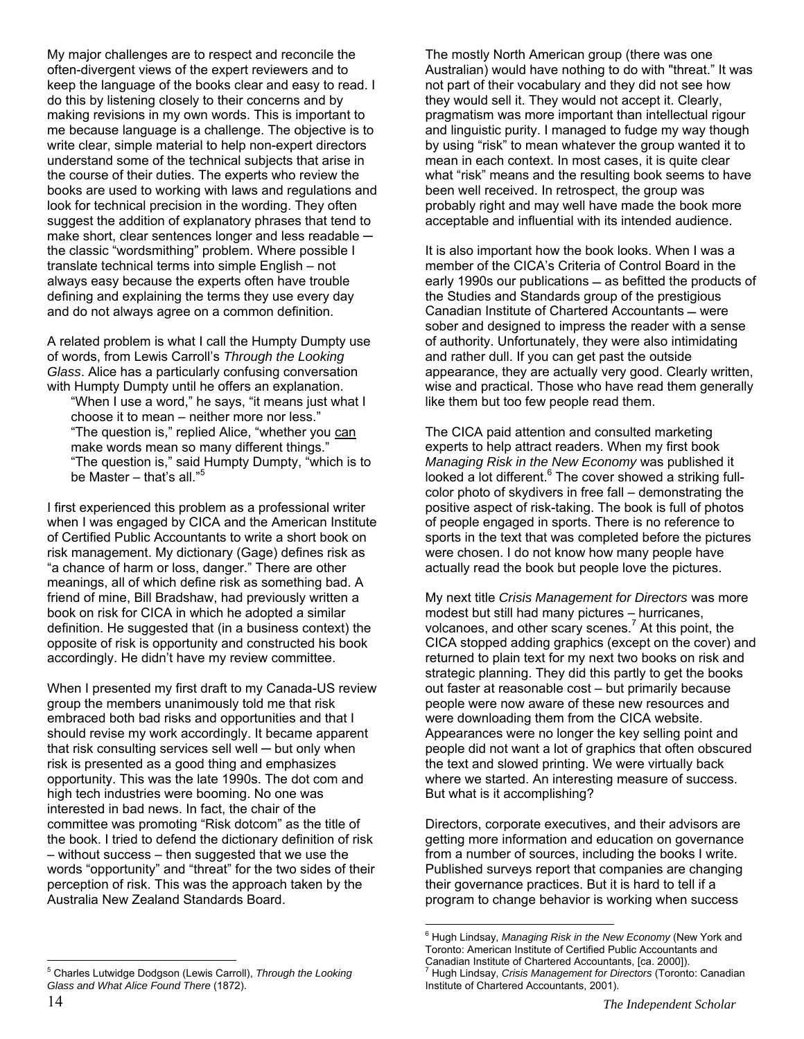My major challenges are to respect and reconcile the often-divergent views of the expert reviewers and to keep the language of the books clear and easy to read. I do this by listening closely to their concerns and by making revisions in my own words. This is important to me because language is a challenge. The objective is to write clear, simple material to help non-expert directors understand some of the technical subjects that arise in the course of their duties. The experts who review the books are used to working with laws and regulations and look for technical precision in the wording. They often suggest the addition of explanatory phrases that tend to make short, clear sentences longer and less readable ─ the classic "wordsmithing" problem. Where possible I translate technical terms into simple English – not always easy because the experts often have trouble defining and explaining the terms they use every day and do not always agree on a common definition.

A related problem is what I call the Humpty Dumpty use of words, from Lewis Carroll's *Through the Looking Glass*. Alice has a particularly confusing conversation with Humpty Dumpty until he offers an explanation.

> "When I use a word," he says, "it means just what I choose it to mean – neither more nor less."
> "The question is," replied Alice, "whether you <u>can</u> make words mean so many different things."
> "The question is," said Humpty Dumpty, "which is to be Master – that's all."[5]

I first experienced this problem as a professional writer when I was engaged by CICA and the American Institute of Certified Public Accountants to write a short book on risk management. My dictionary (Gage) defines risk as "a chance of harm or loss, danger." There are other meanings, all of which define risk as something bad. A friend of mine, Bill Bradshaw, had previously written a book on risk for CICA in which he adopted a similar definition. He suggested that (in a business context) the opposite of risk is opportunity and constructed his book accordingly. He didn't have my review committee.

When I presented my first draft to my Canada-US review group the members unanimously told me that risk embraced both bad risks and opportunities and that I should revise my work accordingly. It became apparent that risk consulting services sell well ─ but only when risk is presented as a good thing and emphasizes opportunity. This was the late 1990s. The dot com and high tech industries were booming. No one was interested in bad news. In fact, the chair of the committee was promoting "Risk dotcom" as the title of the book. I tried to defend the dictionary definition of risk – without success – then suggested that we use the words "opportunity" and "threat" for the two sides of their perception of risk. This was the approach taken by the Australia New Zealand Standards Board.

The mostly North American group (there was one Australian) would have nothing to do with "threat." It was not part of their vocabulary and they did not see how they would sell it. They would not accept it. Clearly, pragmatism was more important than intellectual rigour and linguistic purity. I managed to fudge my way though by using "risk" to mean whatever the group wanted it to mean in each context. In most cases, it is quite clear what "risk" means and the resulting book seems to have been well received. In retrospect, the group was probably right and may well have made the book more acceptable and influential with its intended audience.

It is also important how the book looks. When I was a member of the CICA's Criteria of Control Board in the early 1990s our publications ─ as befitted the products of the Studies and Standards group of the prestigious Canadian Institute of Chartered Accountants ─ were sober and designed to impress the reader with a sense of authority. Unfortunately, they were also intimidating and rather dull. If you can get past the outside appearance, they are actually very good. Clearly written, wise and practical. Those who have read them generally like them but too few people read them.

The CICA paid attention and consulted marketing experts to help attract readers. When my first book *Managing Risk in the New Economy* was published it looked a lot different.[6] The cover showed a striking full-color photo of skydivers in free fall – demonstrating the positive aspect of risk-taking. The book is full of photos of people engaged in sports. There is no reference to sports in the text that was completed before the pictures were chosen. I do not know how many people have actually read the book but people love the pictures.

My next title *Crisis Management for Directors* was more modest but still had many pictures – hurricanes, volcanoes, and other scary scenes.[7] At this point, the CICA stopped adding graphics (except on the cover) and returned to plain text for my next two books on risk and strategic planning. They did this partly to get the books out faster at reasonable cost – but primarily because people were now aware of these new resources and were downloading them from the CICA website. Appearances were no longer the key selling point and people did not want a lot of graphics that often obscured the text and slowed printing. We were virtually back where we started. An interesting measure of success. But what is it accomplishing?

Directors, corporate executives, and their advisors are getting more information and education on governance from a number of sources, including the books I write. Published surveys report that companies are changing their governance practices. But it is hard to tell if a program to change behavior is working when success

---

[5] Charles Lutwidge Dodgson (Lewis Carroll), *Through the Looking Glass and What Alice Found There* (1872).

[6] Hugh Lindsay, *Managing Risk in the New Economy* (New York and Toronto: American Institute of Certified Public Accountants and Canadian Institute of Chartered Accountants, [ca. 2000]).

[7] Hugh Lindsay, *Crisis Management for Directors* (Toronto: Canadian Institute of Chartered Accountants, 2001).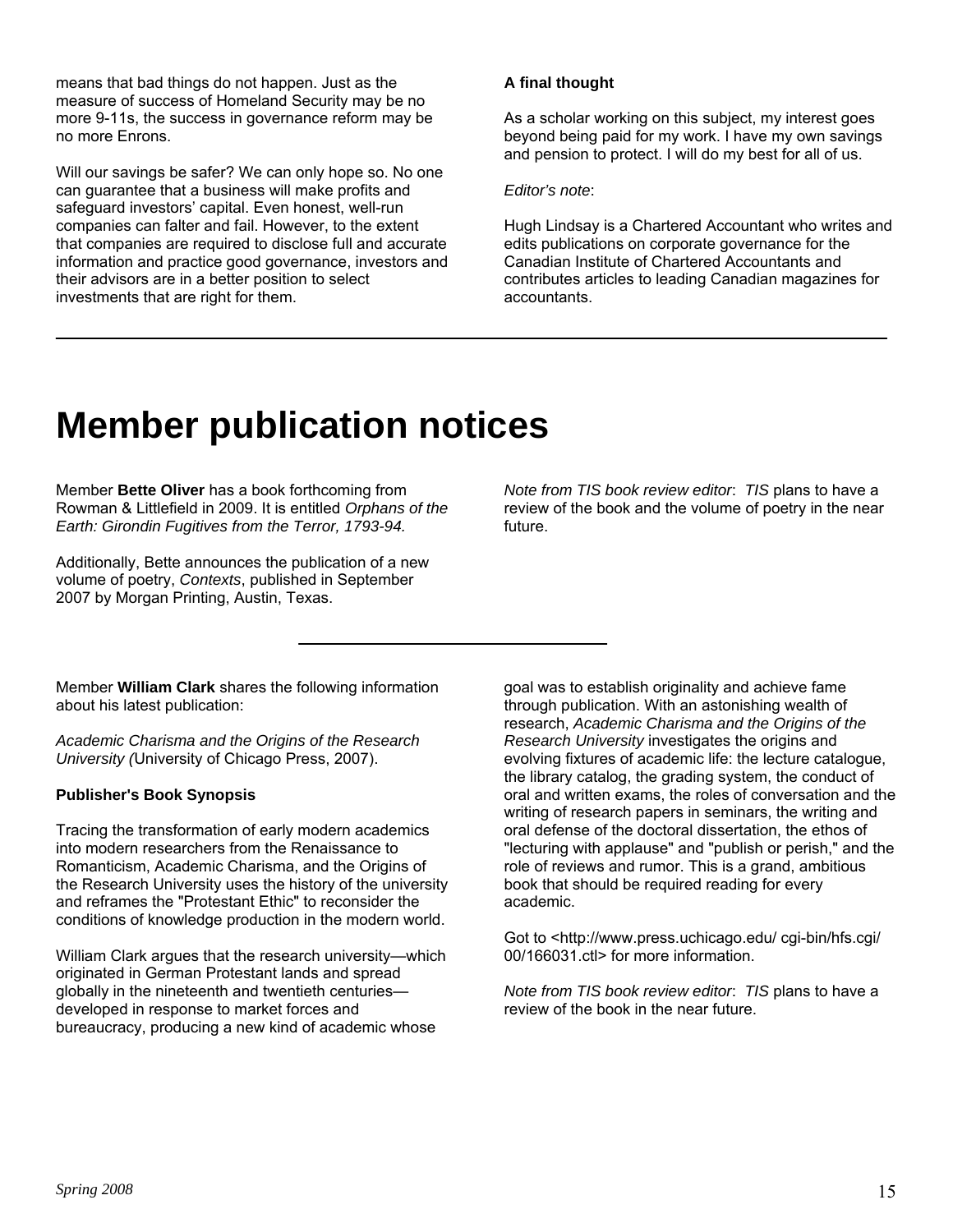means that bad things do not happen. Just as the measure of success of Homeland Security may be no more 9-11s, the success in governance reform may be no more Enrons.

Will our savings be safer? We can only hope so. No one can guarantee that a business will make profits and safeguard investors' capital. Even honest, well-run companies can falter and fail. However, to the extent that companies are required to disclose full and accurate information and practice good governance, investors and their advisors are in a better position to select investments that are right for them.

**A final thought**

As a scholar working on this subject, my interest goes beyond being paid for my work. I have my own savings and pension to protect. I will do my best for all of us.

*Editor's note*:

Hugh Lindsay is a Chartered Accountant who writes and edits publications on corporate governance for the Canadian Institute of Chartered Accountants and contributes articles to leading Canadian magazines for accountants.

---

# Member publication notices

Member **Bette Oliver** has a book forthcoming from Rowman & Littlefield in 2009. It is entitled *Orphans of the Earth: Girondin Fugitives from the Terror, 1793-94.*

Additionally, Bette announces the publication of a new volume of poetry, *Contexts*, published in September 2007 by Morgan Printing, Austin, Texas.

*Note from TIS book review editor*: *TIS* plans to have a review of the book and the volume of poetry in the near future.

---

Member **William Clark** shares the following information about his latest publication:

*Academic Charisma and the Origins of the Research University (*University of Chicago Press, 2007).

**Publisher's Book Synopsis**

Tracing the transformation of early modern academics into modern researchers from the Renaissance to Romanticism, Academic Charisma, and the Origins of the Research University uses the history of the university and reframes the "Protestant Ethic" to reconsider the conditions of knowledge production in the modern world.

William Clark argues that the research university—which originated in German Protestant lands and spread globally in the nineteenth and twentieth centuries—developed in response to market forces and bureaucracy, producing a new kind of academic whose goal was to establish originality and achieve fame through publication. With an astonishing wealth of research, *Academic Charisma and the Origins of the Research University* investigates the origins and evolving fixtures of academic life: the lecture catalogue, the library catalog, the grading system, the conduct of oral and written exams, the roles of conversation and the writing of research papers in seminars, the writing and oral defense of the doctoral dissertation, the ethos of "lecturing with applause" and "publish or perish," and the role of reviews and rumor. This is a grand, ambitious book that should be required reading for every academic.

Got to <http://www.press.uchicago.edu/ cgi-bin/hfs.cgi/ 00/166031.ctl> for more information.

*Note from TIS book review editor*: *TIS* plans to have a review of the book in the near future.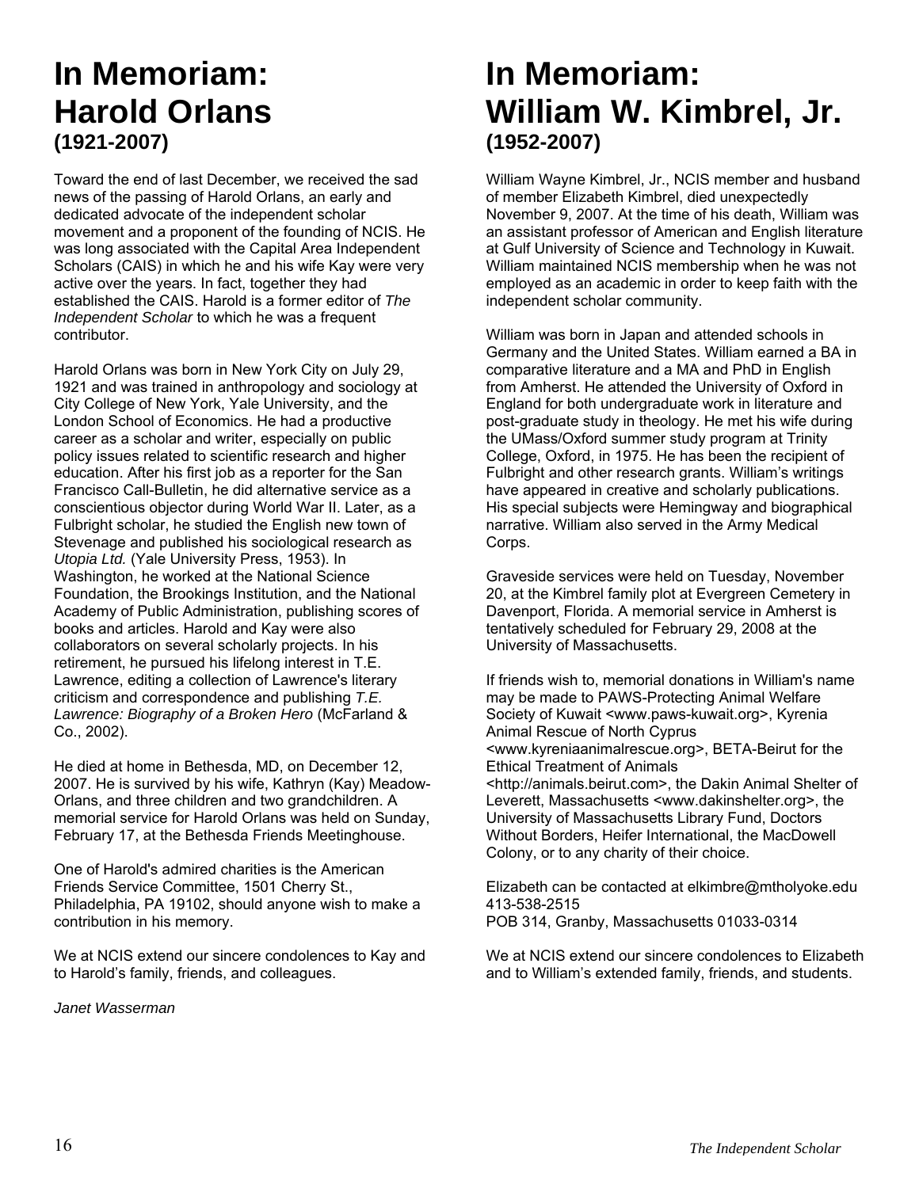# In Memoriam: Harold Orlans

## (1921-2007)

Toward the end of last December, we received the sad news of the passing of Harold Orlans, an early and dedicated advocate of the independent scholar movement and a proponent of the founding of NCIS. He was long associated with the Capital Area Independent Scholars (CAIS) in which he and his wife Kay were very active over the years. In fact, together they had established the CAIS. Harold is a former editor of *The Independent Scholar* to which he was a frequent contributor.

Harold Orlans was born in New York City on July 29, 1921 and was trained in anthropology and sociology at City College of New York, Yale University, and the London School of Economics. He had a productive career as a scholar and writer, especially on public policy issues related to scientific research and higher education. After his first job as a reporter for the San Francisco Call-Bulletin, he did alternative service as a conscientious objector during World War II. Later, as a Fulbright scholar, he studied the English new town of Stevenage and published his sociological research as *Utopia Ltd.* (Yale University Press, 1953). In Washington, he worked at the National Science Foundation, the Brookings Institution, and the National Academy of Public Administration, publishing scores of books and articles. Harold and Kay were also collaborators on several scholarly projects. In his retirement, he pursued his lifelong interest in T.E. Lawrence, editing a collection of Lawrence's literary criticism and correspondence and publishing *T.E. Lawrence: Biography of a Broken Hero* (McFarland & Co., 2002).

He died at home in Bethesda, MD, on December 12, 2007. He is survived by his wife, Kathryn (Kay) Meadow-Orlans, and three children and two grandchildren. A memorial service for Harold Orlans was held on Sunday, February 17, at the Bethesda Friends Meetinghouse.

One of Harold's admired charities is the American Friends Service Committee, 1501 Cherry St., Philadelphia, PA 19102, should anyone wish to make a contribution in his memory.

We at NCIS extend our sincere condolences to Kay and to Harold's family, friends, and colleagues.

*Janet Wasserman*

# In Memoriam: William W. Kimbrel, Jr.

## (1952-2007)

William Wayne Kimbrel, Jr., NCIS member and husband of member Elizabeth Kimbrel, died unexpectedly November 9, 2007. At the time of his death, William was an assistant professor of American and English literature at Gulf University of Science and Technology in Kuwait. William maintained NCIS membership when he was not employed as an academic in order to keep faith with the independent scholar community.

William was born in Japan and attended schools in Germany and the United States. William earned a BA in comparative literature and a MA and PhD in English from Amherst. He attended the University of Oxford in England for both undergraduate work in literature and post-graduate study in theology. He met his wife during the UMass/Oxford summer study program at Trinity College, Oxford, in 1975. He has been the recipient of Fulbright and other research grants. William's writings have appeared in creative and scholarly publications. His special subjects were Hemingway and biographical narrative. William also served in the Army Medical Corps.

Graveside services were held on Tuesday, November 20, at the Kimbrel family plot at Evergreen Cemetery in Davenport, Florida. A memorial service in Amherst is tentatively scheduled for February 29, 2008 at the University of Massachusetts.

If friends wish to, memorial donations in William's name may be made to PAWS-Protecting Animal Welfare Society of Kuwait <www.paws-kuwait.org>, Kyrenia Animal Rescue of North Cyprus <www.kyreniaanimalrescue.org>, BETA-Beirut for the Ethical Treatment of Animals <http://animals.beirut.com>, the Dakin Animal Shelter of Leverett, Massachusetts <www.dakinshelter.org>, the University of Massachusetts Library Fund, Doctors Without Borders, Heifer International, the MacDowell Colony, or to any charity of their choice.

Elizabeth can be contacted at elkimbre@mtholyoke.edu
413-538-2515
POB 314, Granby, Massachusetts 01033-0314

We at NCIS extend our sincere condolences to Elizabeth and to William's extended family, friends, and students.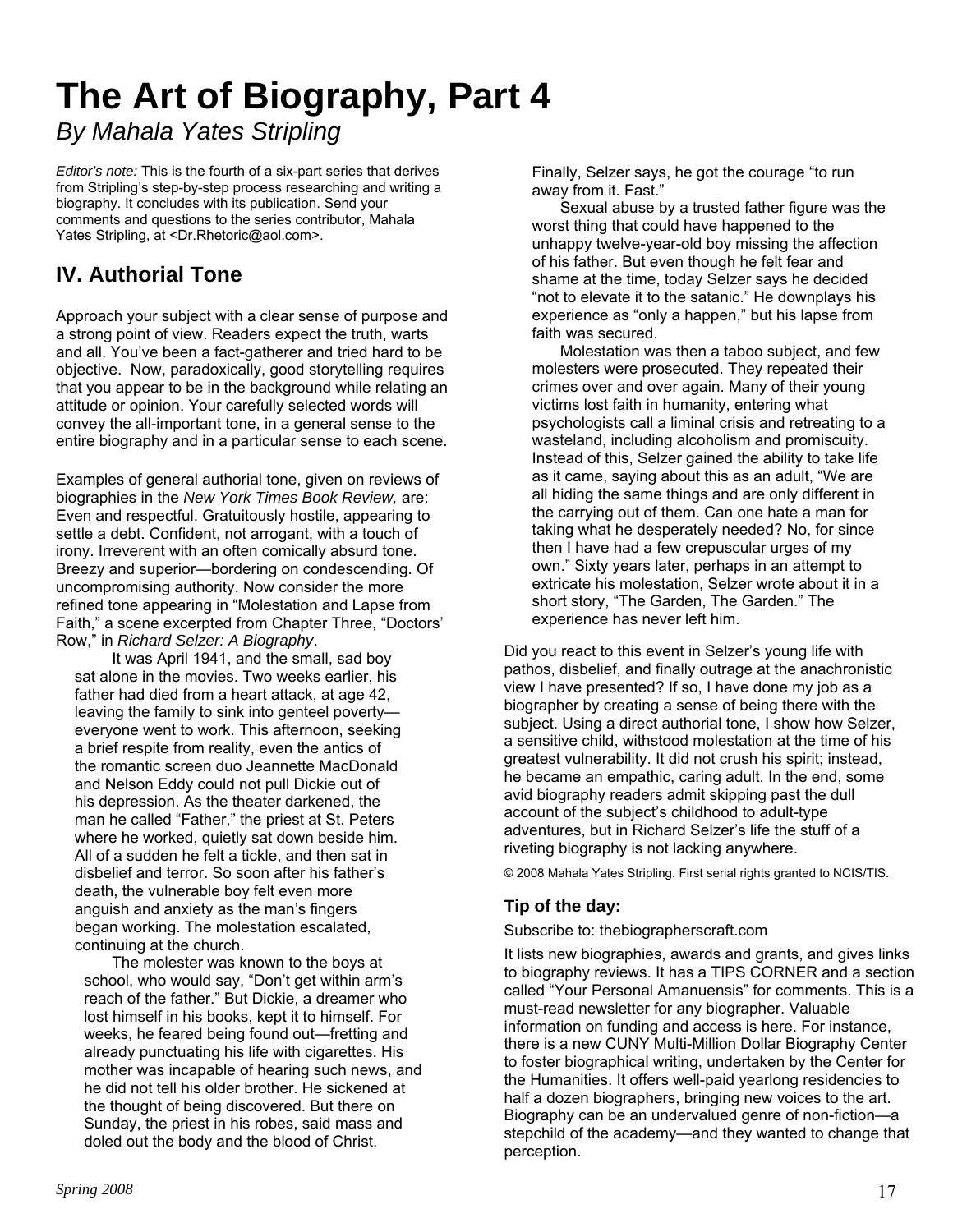# The Art of Biography, Part 4

*By Mahala Yates Stripling*

*Editor's note:* This is the fourth of a six-part series that derives from Stripling's step-by-step process researching and writing a biography. It concludes with its publication. Send your comments and questions to the series contributor, Mahala Yates Stripling, at <Dr.Rhetoric@aol.com>.

## IV. Authorial Tone

Approach your subject with a clear sense of purpose and a strong point of view. Readers expect the truth, warts and all. You've been a fact-gatherer and tried hard to be objective. Now, paradoxically, good storytelling requires that you appear to be in the background while relating an attitude or opinion. Your carefully selected words will convey the all-important tone, in a general sense to the entire biography and in a particular sense to each scene.

Examples of general authorial tone, given on reviews of biographies in the *New York Times Book Review,* are: Even and respectful. Gratuitously hostile, appearing to settle a debt. Confident, not arrogant, with a touch of irony. Irreverent with an often comically absurd tone. Breezy and superior—bordering on condescending. Of uncompromising authority. Now consider the more refined tone appearing in "Molestation and Lapse from Faith," a scene excerpted from Chapter Three, "Doctors' Row," in *Richard Selzer: A Biography*.

> It was April 1941, and the small, sad boy sat alone in the movies. Two weeks earlier, his father had died from a heart attack, at age 42, leaving the family to sink into genteel poverty—everyone went to work. This afternoon, seeking a brief respite from reality, even the antics of the romantic screen duo Jeannette MacDonald and Nelson Eddy could not pull Dickie out of his depression. As the theater darkened, the man he called "Father," the priest at St. Peters where he worked, quietly sat down beside him. All of a sudden he felt a tickle, and then sat in disbelief and terror. So soon after his father's death, the vulnerable boy felt even more anguish and anxiety as the man's fingers began working. The molestation escalated, continuing at the church.
>
> The molester was known to the boys at school, who would say, "Don't get within arm's reach of the father." But Dickie, a dreamer who lost himself in his books, kept it to himself. For weeks, he feared being found out—fretting and already punctuating his life with cigarettes. His mother was incapable of hearing such news, and he did not tell his older brother. He sickened at the thought of being discovered. But there on Sunday, the priest in his robes, said mass and doled out the body and the blood of Christ.
>
> Finally, Selzer says, he got the courage "to run away from it. Fast."
>
> Sexual abuse by a trusted father figure was the worst thing that could have happened to the unhappy twelve-year-old boy missing the affection of his father. But even though he felt fear and shame at the time, today Selzer says he decided "not to elevate it to the satanic." He downplays his experience as "only a happen," but his lapse from faith was secured.
>
> Molestation was then a taboo subject, and few molesters were prosecuted. They repeated their crimes over and over again. Many of their young victims lost faith in humanity, entering what psychologists call a liminal crisis and retreating to a wasteland, including alcoholism and promiscuity. Instead of this, Selzer gained the ability to take life as it came, saying about this as an adult, "We are all hiding the same things and are only different in the carrying out of them. Can one hate a man for taking what he desperately needed? No, for since then I have had a few crepuscular urges of my own." Sixty years later, perhaps in an attempt to extricate his molestation, Selzer wrote about it in a short story, "The Garden, The Garden." The experience has never left him.

Did you react to this event in Selzer's young life with pathos, disbelief, and finally outrage at the anachronistic view I have presented? If so, I have done my job as a biographer by creating a sense of being there with the subject. Using a direct authorial tone, I show how Selzer, a sensitive child, withstood molestation at the time of his greatest vulnerability. It did not crush his spirit; instead, he became an empathic, caring adult. In the end, some avid biography readers admit skipping past the dull account of the subject's childhood to adult-type adventures, but in Richard Selzer's life the stuff of a riveting biography is not lacking anywhere.

© 2008 Mahala Yates Stripling. First serial rights granted to NCIS/TIS.

### Tip of the day:

Subscribe to: thebiographerscraft.com

It lists new biographies, awards and grants, and gives links to biography reviews. It has a TIPS CORNER and a section called "Your Personal Amanuensis" for comments. This is a must-read newsletter for any biographer. Valuable information on funding and access is here. For instance, there is a new CUNY Multi-Million Dollar Biography Center to foster biographical writing, undertaken by the Center for the Humanities. It offers well-paid yearlong residencies to half a dozen biographers, bringing new voices to the art. Biography can be an undervalued genre of non-fiction—a stepchild of the academy—and they wanted to change that perception.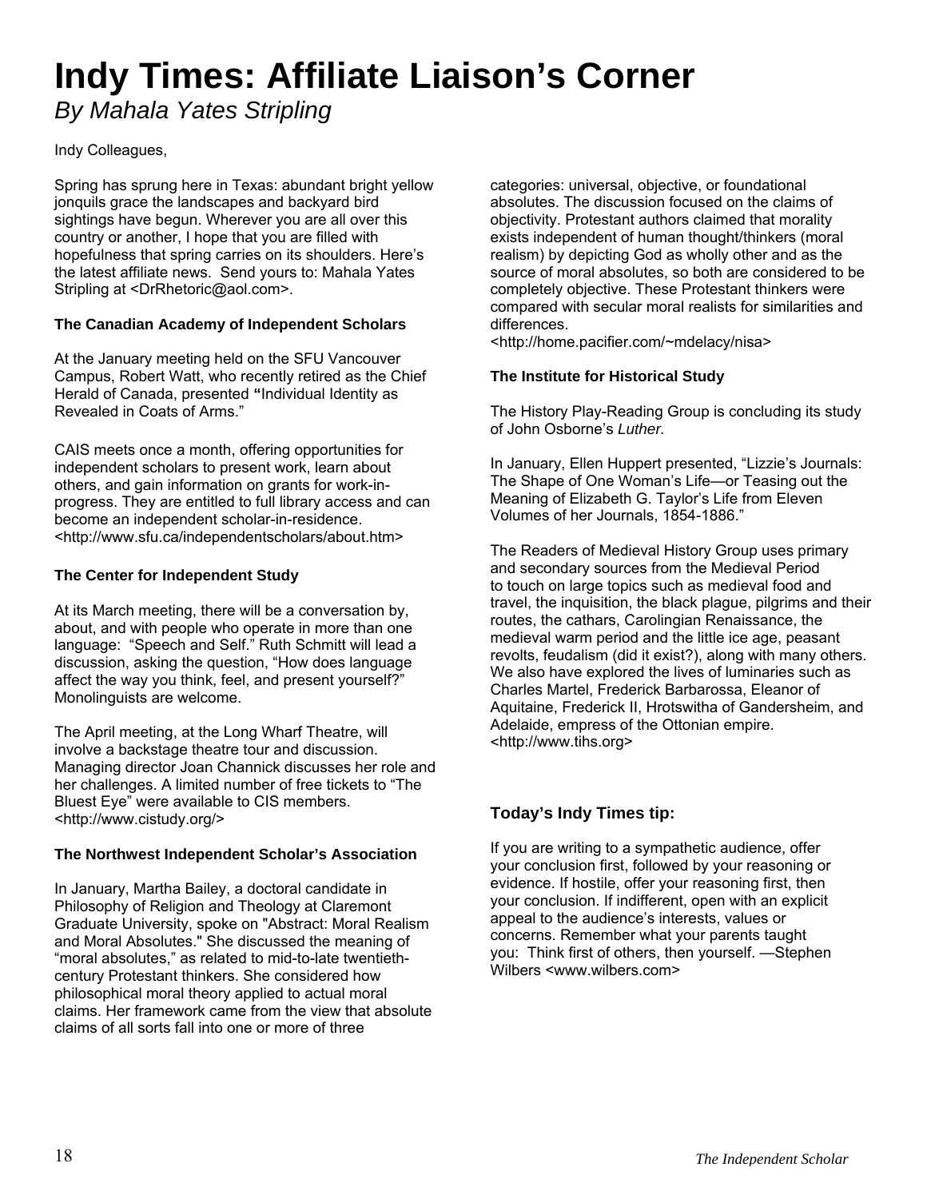# Indy Times: Affiliate Liaison's Corner

*By Mahala Yates Stripling*

Indy Colleagues,

Spring has sprung here in Texas: abundant bright yellow jonquils grace the landscapes and backyard bird sightings have begun. Wherever you are all over this country or another, I hope that you are filled with hopefulness that spring carries on its shoulders. Here's the latest affiliate news. Send yours to: Mahala Yates Stripling at <DrRhetoric@aol.com>.

**The Canadian Academy of Independent Scholars**

At the January meeting held on the SFU Vancouver Campus, Robert Watt, who recently retired as the Chief Herald of Canada, presented **"**Individual Identity as Revealed in Coats of Arms."

CAIS meets once a month, offering opportunities for independent scholars to present work, learn about others, and gain information on grants for work-in-progress. They are entitled to full library access and can become an independent scholar-in-residence. <http://www.sfu.ca/independentscholars/about.htm>

**The Center for Independent Study**

At its March meeting, there will be a conversation by, about, and with people who operate in more than one language: "Speech and Self." Ruth Schmitt will lead a discussion, asking the question, "How does language affect the way you think, feel, and present yourself?" Monolinguists are welcome.

The April meeting, at the Long Wharf Theatre, will involve a backstage theatre tour and discussion. Managing director Joan Channick discusses her role and her challenges. A limited number of free tickets to "The Bluest Eye" were available to CIS members. <http://www.cistudy.org/>

**The Northwest Independent Scholar's Association**

In January, Martha Bailey, a doctoral candidate in Philosophy of Religion and Theology at Claremont Graduate University, spoke on "Abstract: Moral Realism and Moral Absolutes." She discussed the meaning of "moral absolutes," as related to mid-to-late twentieth-century Protestant thinkers. She considered how philosophical moral theory applied to actual moral claims. Her framework came from the view that absolute claims of all sorts fall into one or more of three categories: universal, objective, or foundational absolutes. The discussion focused on the claims of objectivity. Protestant authors claimed that morality exists independent of human thought/thinkers (moral realism) by depicting God as wholly other and as the source of moral absolutes, so both are considered to be completely objective. These Protestant thinkers were compared with secular moral realists for similarities and differences.
<http://home.pacifier.com/~mdelacy/nisa>

**The Institute for Historical Study**

The History Play-Reading Group is concluding its study of John Osborne's *Luther.*

In January, Ellen Huppert presented, "Lizzie's Journals: The Shape of One Woman's Life—or Teasing out the Meaning of Elizabeth G. Taylor's Life from Eleven Volumes of her Journals, 1854-1886."

The Readers of Medieval History Group uses primary and secondary sources from the Medieval Period to touch on large topics such as medieval food and travel, the inquisition, the black plague, pilgrims and their routes, the cathars, Carolingian Renaissance, the medieval warm period and the little ice age, peasant revolts, feudalism (did it exist?), along with many others. We also have explored the lives of luminaries such as Charles Martel, Frederick Barbarossa, Eleanor of Aquitaine, Frederick II, Hrotswitha of Gandersheim, and Adelaide, empress of the Ottonian empire.
<http://www.tihs.org>

### Today's Indy Times tip:

If you are writing to a sympathetic audience, offer your conclusion first, followed by your reasoning or evidence. If hostile, offer your reasoning first, then your conclusion. If indifferent, open with an explicit appeal to the audience's interests, values or concerns. Remember what your parents taught you: Think first of others, then yourself. —Stephen Wilbers <www.wilbers.com>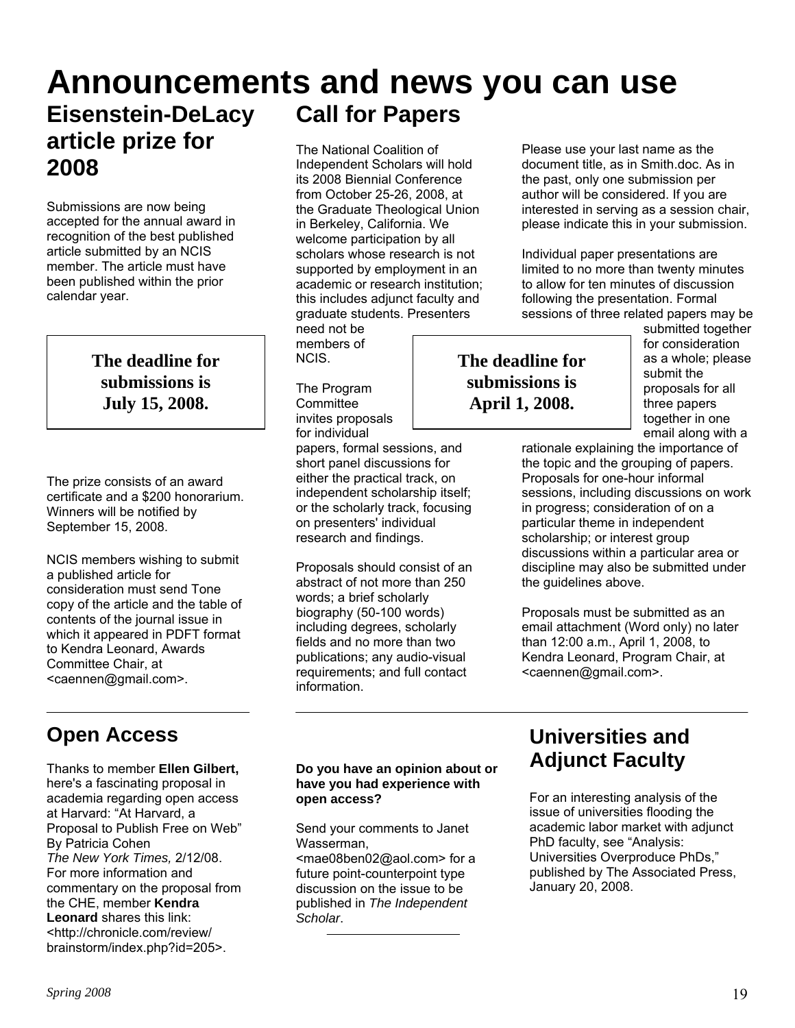# Announcements and news you can use

## Eisenstein-DeLacy article prize for 2008

Submissions are now being accepted for the annual award in recognition of the best published article submitted by an NCIS member. The article must have been published within the prior calendar year.

**The deadline for submissions is July 15, 2008.**

The prize consists of an award certificate and a $200 honorarium. Winners will be notified by September 15, 2008.

NCIS members wishing to submit a published article for consideration must send Tone copy of the article and the table of contents of the journal issue in which it appeared in PDFT format to Kendra Leonard, Awards Committee Chair, at <caennen@gmail.com>.

## Call for Papers

The National Coalition of Independent Scholars will hold its 2008 Biennial Conference from October 25-26, 2008, at the Graduate Theological Union in Berkeley, California. We welcome participation by all scholars whose research is not supported by employment in an academic or research institution; this includes adjunct faculty and graduate students. Presenters need not be members of NCIS.

**The deadline for submissions is April 1, 2008.**

The Program Committee invites proposals for individual papers, formal sessions, and short panel discussions for either the practical track, on independent scholarship itself; or the scholarly track, focusing on presenters' individual research and findings.

Proposals should consist of an abstract of not more than 250 words; a brief scholarly biography (50-100 words) including degrees, scholarly fields and no more than two publications; any audio-visual requirements; and full contact information.

Please use your last name as the document title, as in Smith.doc. As in the past, only one submission per author will be considered. If you are interested in serving as a session chair, please indicate this in your submission.

Individual paper presentations are limited to no more than twenty minutes to allow for ten minutes of discussion following the presentation. Formal sessions of three related papers may be submitted together for consideration as a whole; please submit the proposals for all three papers together in one email along with a rationale explaining the importance of the topic and the grouping of papers. Proposals for one-hour informal sessions, including discussions on work in progress; consideration of on a particular theme in independent scholarship; or interest group discussions within a particular area or discipline may also be submitted under the guidelines above.

Proposals must be submitted as an email attachment (Word only) no later than 12:00 a.m., April 1, 2008, to Kendra Leonard, Program Chair, at <caennen@gmail.com>.

## Open Access

Thanks to member **Ellen Gilbert,** here's a fascinating proposal in academia regarding open access at Harvard: "At Harvard, a Proposal to Publish Free on Web" By Patricia Cohen *The New York Times,* 2/12/08. For more information and commentary on the proposal from the CHE, member **Kendra Leonard** shares this link: <http://chronicle.com/review/brainstorm/index.php?id=205>.

**Do you have an opinion about or have you had experience with open access?**

Send your comments to Janet Wasserman, <mae08ben02@aol.com> for a future point-counterpoint type discussion on the issue to be published in *The Independent Scholar*.

## Universities and Adjunct Faculty

For an interesting analysis of the issue of universities flooding the academic labor market with adjunct PhD faculty, see "Analysis: Universities Overproduce PhDs," published by The Associated Press, January 20, 2008.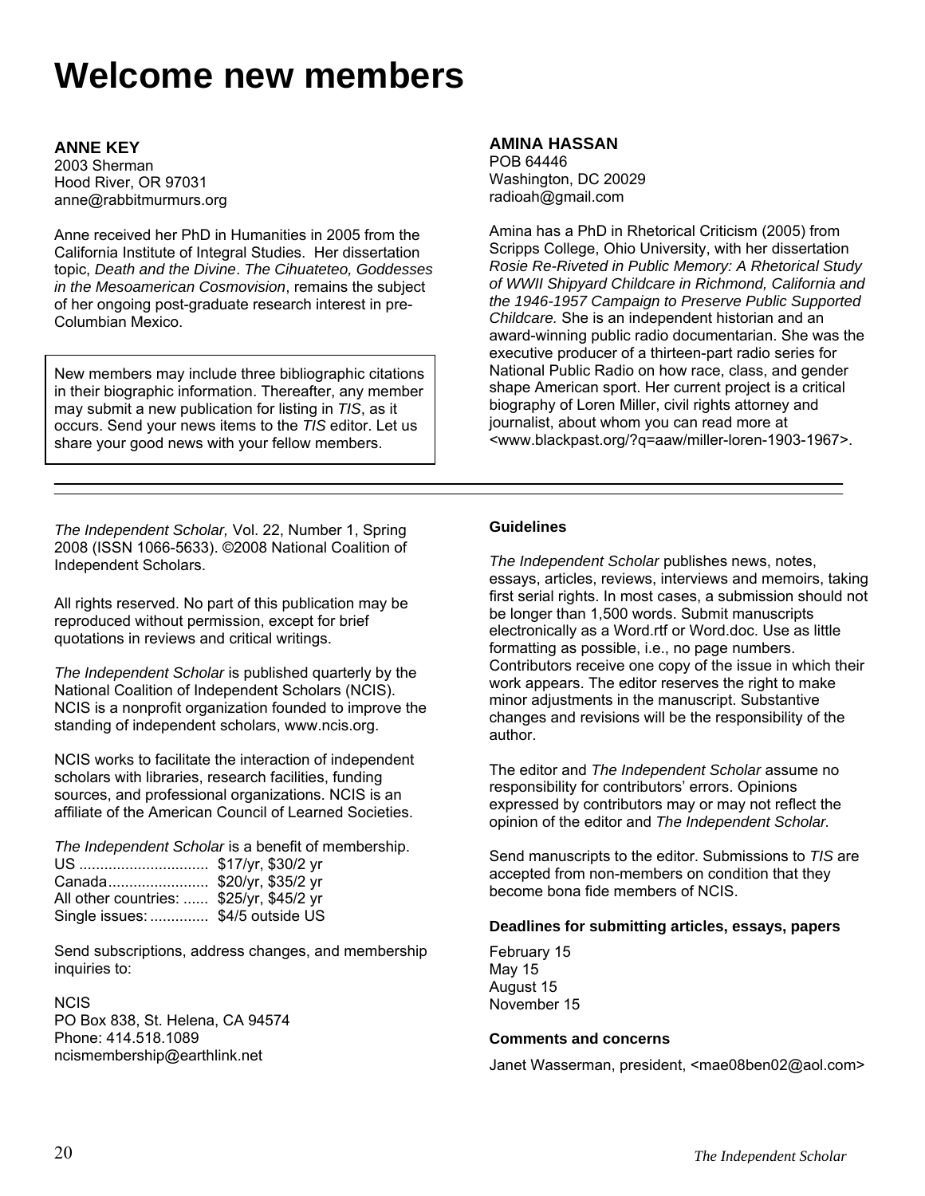# Welcome new members

**ANNE KEY**
2003 Sherman
Hood River, OR 97031
anne@rabbitmurmurs.org

Anne received her PhD in Humanities in 2005 from the California Institute of Integral Studies. Her dissertation topic, *Death and the Divine*. *The Cihuateteo, Goddesses in the Mesoamerican Cosmovision*, remains the subject of her ongoing post-graduate research interest in pre-Columbian Mexico.

New members may include three bibliographic citations in their biographic information. Thereafter, any member may submit a new publication for listing in *TIS*, as it occurs. Send your news items to the *TIS* editor. Let us share your good news with your fellow members.

**AMINA HASSAN**
POB 64446
Washington, DC 20029
radioah@gmail.com

Amina has a PhD in Rhetorical Criticism (2005) from Scripps College, Ohio University, with her dissertation *Rosie Re-Riveted in Public Memory: A Rhetorical Study of WWII Shipyard Childcare in Richmond, California and the 1946-1957 Campaign to Preserve Public Supported Childcare.* She is an independent historian and an award-winning public radio documentarian. She was the executive producer of a thirteen-part radio series for National Public Radio on how race, class, and gender shape American sport. Her current project is a critical biography of Loren Miller, civil rights attorney and journalist, about whom you can read more at <www.blackpast.org/?q=aaw/miller-loren-1903-1967>.

---

*The Independent Scholar,* Vol. 22, Number 1, Spring 2008 (ISSN 1066-5633). ©2008 National Coalition of Independent Scholars.

All rights reserved. No part of this publication may be reproduced without permission, except for brief quotations in reviews and critical writings.

*The Independent Scholar* is published quarterly by the National Coalition of Independent Scholars (NCIS). NCIS is a nonprofit organization founded to improve the standing of independent scholars, www.ncis.org.

NCIS works to facilitate the interaction of independent scholars with libraries, research facilities, funding sources, and professional organizations. NCIS is an affiliate of the American Council of Learned Societies.

*The Independent Scholar* is a benefit of membership.

| | |
|---|---|
| US .............................. | $17/yr, $30/2 yr |
| Canada........................ | $20/yr, $35/2 yr |
| All other countries: ...... | $25/yr, $45/2 yr |
| Single issues: .............. | $4/5 outside US |

Send subscriptions, address changes, and membership inquiries to:

NCIS
PO Box 838, St. Helena, CA 94574
Phone: 414.518.1089
ncismembership@earthlink.net

### Guidelines

*The Independent Scholar* publishes news, notes, essays, articles, reviews, interviews and memoirs, taking first serial rights. In most cases, a submission should not be longer than 1,500 words. Submit manuscripts electronically as a Word.rtf or Word.doc. Use as little formatting as possible, i.e., no page numbers. Contributors receive one copy of the issue in which their work appears. The editor reserves the right to make minor adjustments in the manuscript. Substantive changes and revisions will be the responsibility of the author.

The editor and *The Independent Scholar* assume no responsibility for contributors' errors. Opinions expressed by contributors may or may not reflect the opinion of the editor and *The Independent Scholar*.

Send manuscripts to the editor. Submissions to *TIS* are accepted from non-members on condition that they become bona fide members of NCIS.

### Deadlines for submitting articles, essays, papers

February 15
May 15
August 15
November 15

### Comments and concerns

Janet Wasserman, president, <mae08ben02@aol.com>